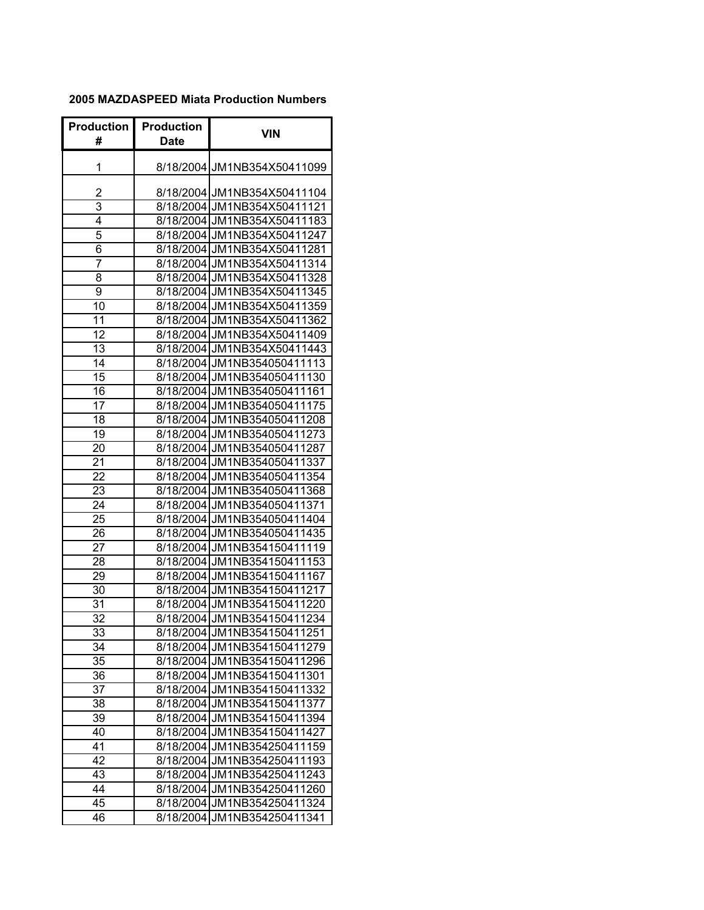**2005 MAZDASPEED Miata Production Numbers**

| Production # | Production Date | VIN |
|---|---|---|
| 1 | 8/18/2004 | JM1NB354X50411099 |
| 2 | 8/18/2004 | JM1NB354X50411104 |
| 3 | 8/18/2004 | JM1NB354X50411121 |
| 4 | 8/18/2004 | JM1NB354X50411183 |
| 5 | 8/18/2004 | JM1NB354X50411247 |
| 6 | 8/18/2004 | JM1NB354X50411281 |
| 7 | 8/18/2004 | JM1NB354X50411314 |
| 8 | 8/18/2004 | JM1NB354X50411328 |
| 9 | 8/18/2004 | JM1NB354X50411345 |
| 10 | 8/18/2004 | JM1NB354X50411359 |
| 11 | 8/18/2004 | JM1NB354X50411362 |
| 12 | 8/18/2004 | JM1NB354X50411409 |
| 13 | 8/18/2004 | JM1NB354X50411443 |
| 14 | 8/18/2004 | JM1NB354050411113 |
| 15 | 8/18/2004 | JM1NB354050411130 |
| 16 | 8/18/2004 | JM1NB354050411161 |
| 17 | 8/18/2004 | JM1NB354050411175 |
| 18 | 8/18/2004 | JM1NB354050411208 |
| 19 | 8/18/2004 | JM1NB354050411273 |
| 20 | 8/18/2004 | JM1NB354050411287 |
| 21 | 8/18/2004 | JM1NB354050411337 |
| 22 | 8/18/2004 | JM1NB354050411354 |
| 23 | 8/18/2004 | JM1NB354050411368 |
| 24 | 8/18/2004 | JM1NB354050411371 |
| 25 | 8/18/2004 | JM1NB354050411404 |
| 26 | 8/18/2004 | JM1NB354050411435 |
| 27 | 8/18/2004 | JM1NB354150411119 |
| 28 | 8/18/2004 | JM1NB354150411153 |
| 29 | 8/18/2004 | JM1NB354150411167 |
| 30 | 8/18/2004 | JM1NB354150411217 |
| 31 | 8/18/2004 | JM1NB354150411220 |
| 32 | 8/18/2004 | JM1NB354150411234 |
| 33 | 8/18/2004 | JM1NB354150411251 |
| 34 | 8/18/2004 | JM1NB354150411279 |
| 35 | 8/18/2004 | JM1NB354150411296 |
| 36 | 8/18/2004 | JM1NB354150411301 |
| 37 | 8/18/2004 | JM1NB354150411332 |
| 38 | 8/18/2004 | JM1NB354150411377 |
| 39 | 8/18/2004 | JM1NB354150411394 |
| 40 | 8/18/2004 | JM1NB354150411427 |
| 41 | 8/18/2004 | JM1NB354250411159 |
| 42 | 8/18/2004 | JM1NB354250411193 |
| 43 | 8/18/2004 | JM1NB354250411243 |
| 44 | 8/18/2004 | JM1NB354250411260 |
| 45 | 8/18/2004 | JM1NB354250411324 |
| 46 | 8/18/2004 | JM1NB354250411341 |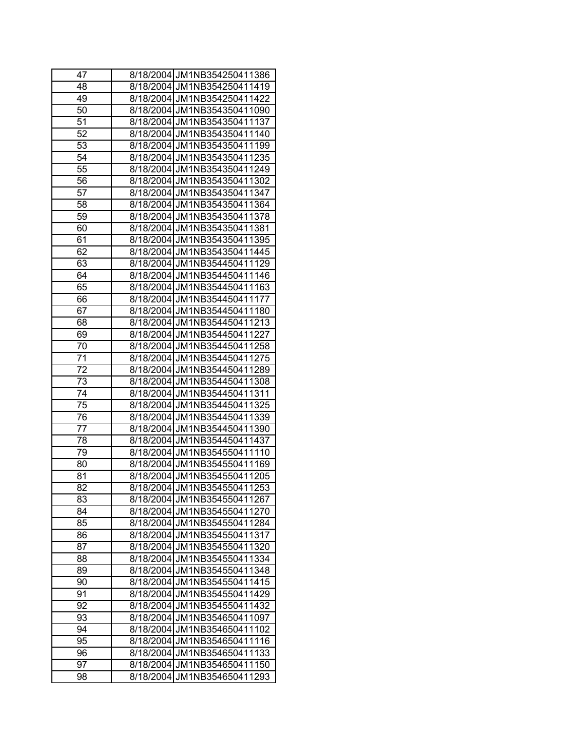| | | |
|---|---|---|
| 47 | 8/18/2004 | JM1NB354250411386 |
| 48 | 8/18/2004 | JM1NB354250411419 |
| 49 | 8/18/2004 | JM1NB354250411422 |
| 50 | 8/18/2004 | JM1NB354350411090 |
| 51 | 8/18/2004 | JM1NB354350411137 |
| 52 | 8/18/2004 | JM1NB354350411140 |
| 53 | 8/18/2004 | JM1NB354350411199 |
| 54 | 8/18/2004 | JM1NB354350411235 |
| 55 | 8/18/2004 | JM1NB354350411249 |
| 56 | 8/18/2004 | JM1NB354350411302 |
| 57 | 8/18/2004 | JM1NB354350411347 |
| 58 | 8/18/2004 | JM1NB354350411364 |
| 59 | 8/18/2004 | JM1NB354350411378 |
| 60 | 8/18/2004 | JM1NB354350411381 |
| 61 | 8/18/2004 | JM1NB354350411395 |
| 62 | 8/18/2004 | JM1NB354350411445 |
| 63 | 8/18/2004 | JM1NB354450411129 |
| 64 | 8/18/2004 | JM1NB354450411146 |
| 65 | 8/18/2004 | JM1NB354450411163 |
| 66 | 8/18/2004 | JM1NB354450411177 |
| 67 | 8/18/2004 | JM1NB354450411180 |
| 68 | 8/18/2004 | JM1NB354450411213 |
| 69 | 8/18/2004 | JM1NB354450411227 |
| 70 | 8/18/2004 | JM1NB354450411258 |
| 71 | 8/18/2004 | JM1NB354450411275 |
| 72 | 8/18/2004 | JM1NB354450411289 |
| 73 | 8/18/2004 | JM1NB354450411308 |
| 74 | 8/18/2004 | JM1NB354450411311 |
| 75 | 8/18/2004 | JM1NB354450411325 |
| 76 | 8/18/2004 | JM1NB354450411339 |
| 77 | 8/18/2004 | JM1NB354450411390 |
| 78 | 8/18/2004 | JM1NB354450411437 |
| 79 | 8/18/2004 | JM1NB354550411110 |
| 80 | 8/18/2004 | JM1NB354550411169 |
| 81 | 8/18/2004 | JM1NB354550411205 |
| 82 | 8/18/2004 | JM1NB354550411253 |
| 83 | 8/18/2004 | JM1NB354550411267 |
| 84 | 8/18/2004 | JM1NB354550411270 |
| 85 | 8/18/2004 | JM1NB354550411284 |
| 86 | 8/18/2004 | JM1NB354550411317 |
| 87 | 8/18/2004 | JM1NB354550411320 |
| 88 | 8/18/2004 | JM1NB354550411334 |
| 89 | 8/18/2004 | JM1NB354550411348 |
| 90 | 8/18/2004 | JM1NB354550411415 |
| 91 | 8/18/2004 | JM1NB354550411429 |
| 92 | 8/18/2004 | JM1NB354550411432 |
| 93 | 8/18/2004 | JM1NB354650411097 |
| 94 | 8/18/2004 | JM1NB354650411102 |
| 95 | 8/18/2004 | JM1NB354650411116 |
| 96 | 8/18/2004 | JM1NB354650411133 |
| 97 | 8/18/2004 | JM1NB354650411150 |
| 98 | 8/18/2004 | JM1NB354650411293 |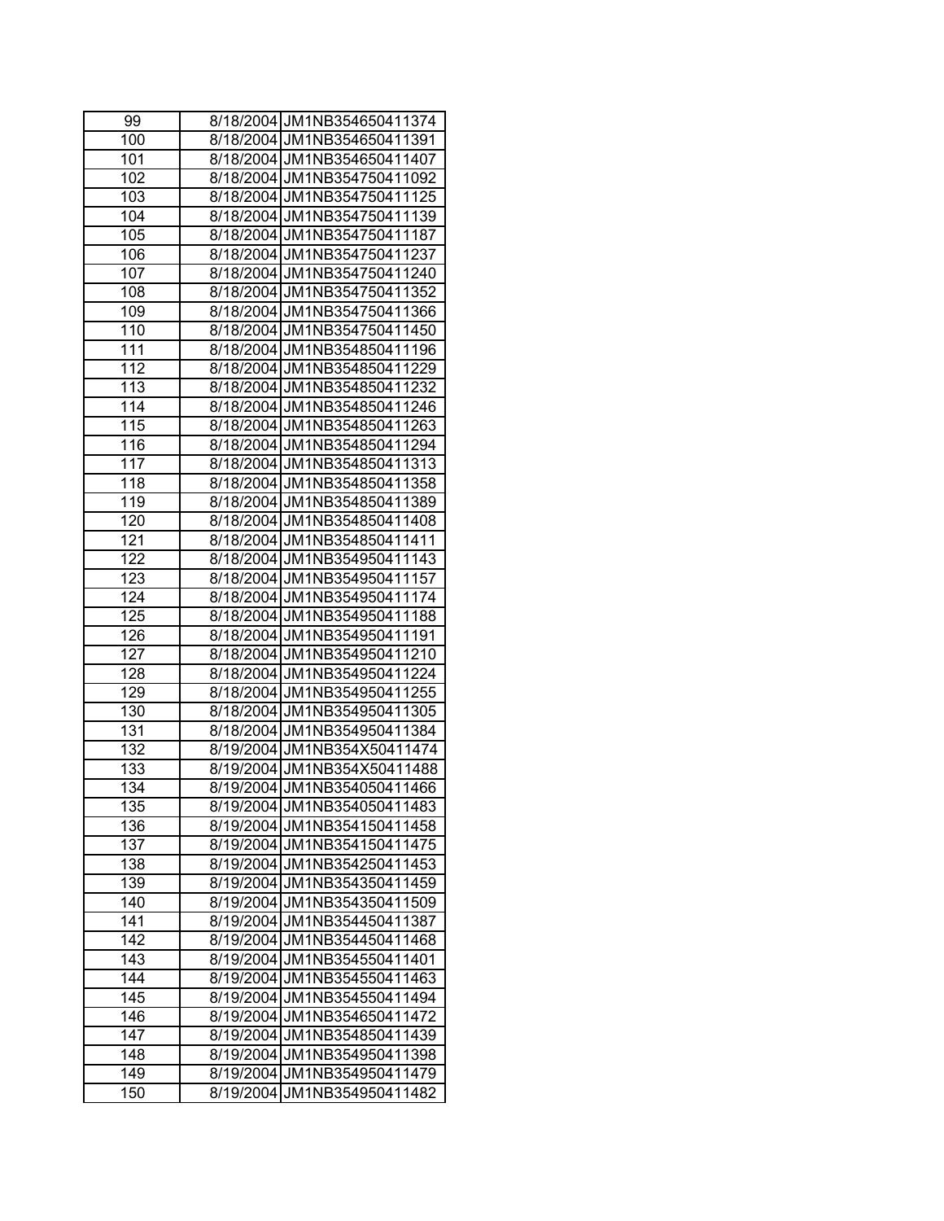| | | |
|---|---|---|
| 99 | 8/18/2004 | JM1NB354650411374 |
| 100 | 8/18/2004 | JM1NB354650411391 |
| 101 | 8/18/2004 | JM1NB354650411407 |
| 102 | 8/18/2004 | JM1NB354750411092 |
| 103 | 8/18/2004 | JM1NB354750411125 |
| 104 | 8/18/2004 | JM1NB354750411139 |
| 105 | 8/18/2004 | JM1NB354750411187 |
| 106 | 8/18/2004 | JM1NB354750411237 |
| 107 | 8/18/2004 | JM1NB354750411240 |
| 108 | 8/18/2004 | JM1NB354750411352 |
| 109 | 8/18/2004 | JM1NB354750411366 |
| 110 | 8/18/2004 | JM1NB354750411450 |
| 111 | 8/18/2004 | JM1NB354850411196 |
| 112 | 8/18/2004 | JM1NB354850411229 |
| 113 | 8/18/2004 | JM1NB354850411232 |
| 114 | 8/18/2004 | JM1NB354850411246 |
| 115 | 8/18/2004 | JM1NB354850411263 |
| 116 | 8/18/2004 | JM1NB354850411294 |
| 117 | 8/18/2004 | JM1NB354850411313 |
| 118 | 8/18/2004 | JM1NB354850411358 |
| 119 | 8/18/2004 | JM1NB354850411389 |
| 120 | 8/18/2004 | JM1NB354850411408 |
| 121 | 8/18/2004 | JM1NB354850411411 |
| 122 | 8/18/2004 | JM1NB354950411143 |
| 123 | 8/18/2004 | JM1NB354950411157 |
| 124 | 8/18/2004 | JM1NB354950411174 |
| 125 | 8/18/2004 | JM1NB354950411188 |
| 126 | 8/18/2004 | JM1NB354950411191 |
| 127 | 8/18/2004 | JM1NB354950411210 |
| 128 | 8/18/2004 | JM1NB354950411224 |
| 129 | 8/18/2004 | JM1NB354950411255 |
| 130 | 8/18/2004 | JM1NB354950411305 |
| 131 | 8/18/2004 | JM1NB354950411384 |
| 132 | 8/19/2004 | JM1NB354X50411474 |
| 133 | 8/19/2004 | JM1NB354X50411488 |
| 134 | 8/19/2004 | JM1NB354050411466 |
| 135 | 8/19/2004 | JM1NB354050411483 |
| 136 | 8/19/2004 | JM1NB354150411458 |
| 137 | 8/19/2004 | JM1NB354150411475 |
| 138 | 8/19/2004 | JM1NB354250411453 |
| 139 | 8/19/2004 | JM1NB354350411459 |
| 140 | 8/19/2004 | JM1NB354350411509 |
| 141 | 8/19/2004 | JM1NB354450411387 |
| 142 | 8/19/2004 | JM1NB354450411468 |
| 143 | 8/19/2004 | JM1NB354550411401 |
| 144 | 8/19/2004 | JM1NB354550411463 |
| 145 | 8/19/2004 | JM1NB354550411494 |
| 146 | 8/19/2004 | JM1NB354650411472 |
| 147 | 8/19/2004 | JM1NB354850411439 |
| 148 | 8/19/2004 | JM1NB354950411398 |
| 149 | 8/19/2004 | JM1NB354950411479 |
| 150 | 8/19/2004 | JM1NB354950411482 |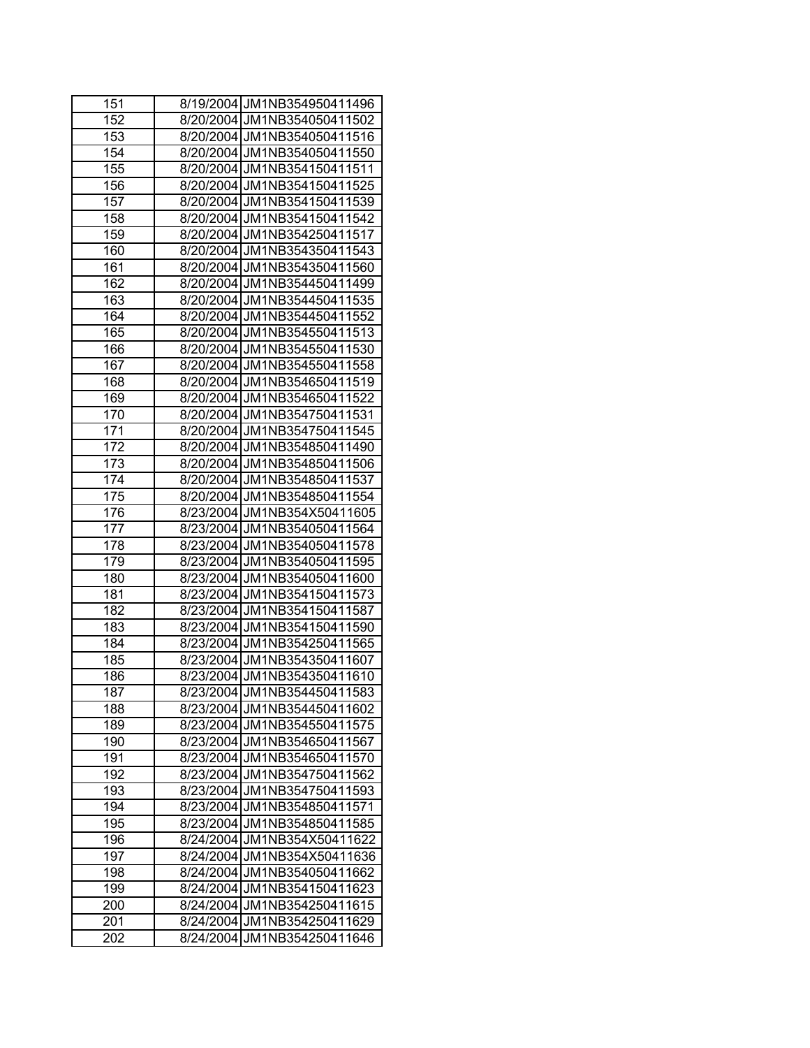| 151 | 8/19/2004 | JM1NB354950411496 |
|---|---|---|
| 152 | 8/20/2004 | JM1NB354050411502 |
| 153 | 8/20/2004 | JM1NB354050411516 |
| 154 | 8/20/2004 | JM1NB354050411550 |
| 155 | 8/20/2004 | JM1NB354150411511 |
| 156 | 8/20/2004 | JM1NB354150411525 |
| 157 | 8/20/2004 | JM1NB354150411539 |
| 158 | 8/20/2004 | JM1NB354150411542 |
| 159 | 8/20/2004 | JM1NB354250411517 |
| 160 | 8/20/2004 | JM1NB354350411543 |
| 161 | 8/20/2004 | JM1NB354350411560 |
| 162 | 8/20/2004 | JM1NB354450411499 |
| 163 | 8/20/2004 | JM1NB354450411535 |
| 164 | 8/20/2004 | JM1NB354450411552 |
| 165 | 8/20/2004 | JM1NB354550411513 |
| 166 | 8/20/2004 | JM1NB354550411530 |
| 167 | 8/20/2004 | JM1NB354550411558 |
| 168 | 8/20/2004 | JM1NB354650411519 |
| 169 | 8/20/2004 | JM1NB354650411522 |
| 170 | 8/20/2004 | JM1NB354750411531 |
| 171 | 8/20/2004 | JM1NB354750411545 |
| 172 | 8/20/2004 | JM1NB354850411490 |
| 173 | 8/20/2004 | JM1NB354850411506 |
| 174 | 8/20/2004 | JM1NB354850411537 |
| 175 | 8/20/2004 | JM1NB354850411554 |
| 176 | 8/23/2004 | JM1NB354X50411605 |
| 177 | 8/23/2004 | JM1NB354050411564 |
| 178 | 8/23/2004 | JM1NB354050411578 |
| 179 | 8/23/2004 | JM1NB354050411595 |
| 180 | 8/23/2004 | JM1NB354050411600 |
| 181 | 8/23/2004 | JM1NB354150411573 |
| 182 | 8/23/2004 | JM1NB354150411587 |
| 183 | 8/23/2004 | JM1NB354150411590 |
| 184 | 8/23/2004 | JM1NB354250411565 |
| 185 | 8/23/2004 | JM1NB354350411607 |
| 186 | 8/23/2004 | JM1NB354350411610 |
| 187 | 8/23/2004 | JM1NB354450411583 |
| 188 | 8/23/2004 | JM1NB354450411602 |
| 189 | 8/23/2004 | JM1NB354550411575 |
| 190 | 8/23/2004 | JM1NB354650411567 |
| 191 | 8/23/2004 | JM1NB354650411570 |
| 192 | 8/23/2004 | JM1NB354750411562 |
| 193 | 8/23/2004 | JM1NB354750411593 |
| 194 | 8/23/2004 | JM1NB354850411571 |
| 195 | 8/23/2004 | JM1NB354850411585 |
| 196 | 8/24/2004 | JM1NB354X50411622 |
| 197 | 8/24/2004 | JM1NB354X50411636 |
| 198 | 8/24/2004 | JM1NB354050411662 |
| 199 | 8/24/2004 | JM1NB354150411623 |
| 200 | 8/24/2004 | JM1NB354250411615 |
| 201 | 8/24/2004 | JM1NB354250411629 |
| 202 | 8/24/2004 | JM1NB354250411646 |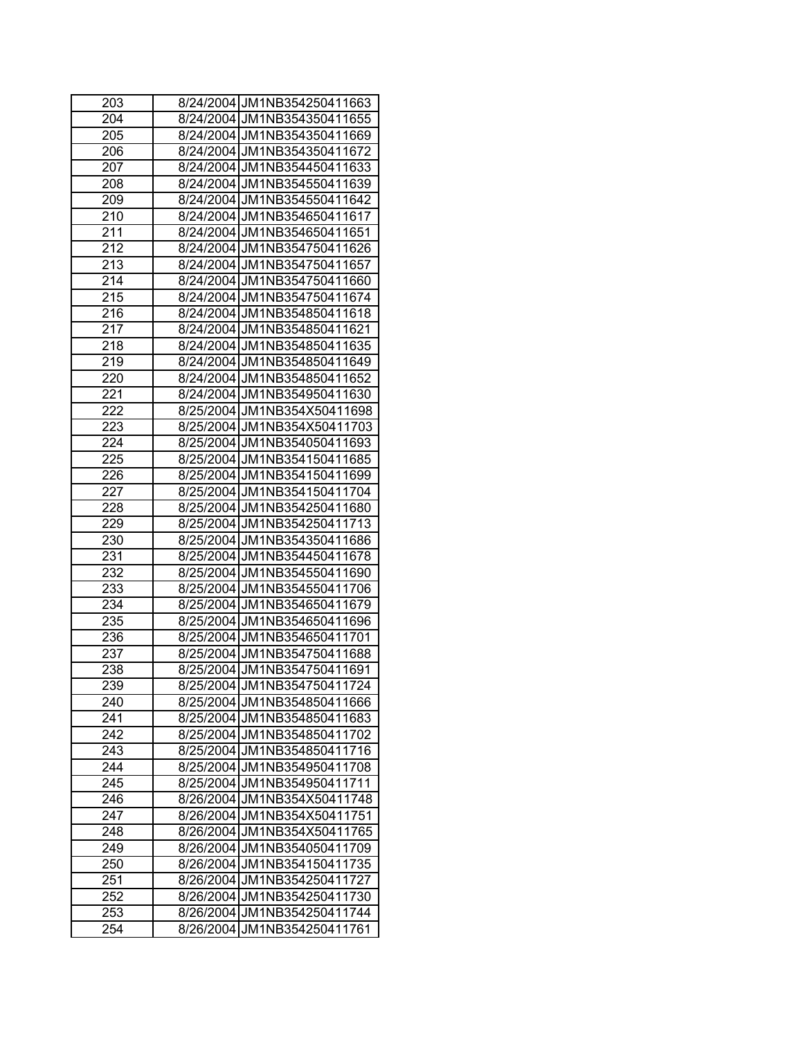| 203 | 8/24/2004 | JM1NB354250411663 |
|---|---|---|
| 204 | 8/24/2004 | JM1NB354350411655 |
| 205 | 8/24/2004 | JM1NB354350411669 |
| 206 | 8/24/2004 | JM1NB354350411672 |
| 207 | 8/24/2004 | JM1NB354450411633 |
| 208 | 8/24/2004 | JM1NB354550411639 |
| 209 | 8/24/2004 | JM1NB354550411642 |
| 210 | 8/24/2004 | JM1NB354650411617 |
| 211 | 8/24/2004 | JM1NB354650411651 |
| 212 | 8/24/2004 | JM1NB354750411626 |
| 213 | 8/24/2004 | JM1NB354750411657 |
| 214 | 8/24/2004 | JM1NB354750411660 |
| 215 | 8/24/2004 | JM1NB354750411674 |
| 216 | 8/24/2004 | JM1NB354850411618 |
| 217 | 8/24/2004 | JM1NB354850411621 |
| 218 | 8/24/2004 | JM1NB354850411635 |
| 219 | 8/24/2004 | JM1NB354850411649 |
| 220 | 8/24/2004 | JM1NB354850411652 |
| 221 | 8/24/2004 | JM1NB354950411630 |
| 222 | 8/25/2004 | JM1NB354X50411698 |
| 223 | 8/25/2004 | JM1NB354X50411703 |
| 224 | 8/25/2004 | JM1NB354050411693 |
| 225 | 8/25/2004 | JM1NB354150411685 |
| 226 | 8/25/2004 | JM1NB354150411699 |
| 227 | 8/25/2004 | JM1NB354150411704 |
| 228 | 8/25/2004 | JM1NB354250411680 |
| 229 | 8/25/2004 | JM1NB354250411713 |
| 230 | 8/25/2004 | JM1NB354350411686 |
| 231 | 8/25/2004 | JM1NB354450411678 |
| 232 | 8/25/2004 | JM1NB354550411690 |
| 233 | 8/25/2004 | JM1NB354550411706 |
| 234 | 8/25/2004 | JM1NB354650411679 |
| 235 | 8/25/2004 | JM1NB354650411696 |
| 236 | 8/25/2004 | JM1NB354650411701 |
| 237 | 8/25/2004 | JM1NB354750411688 |
| 238 | 8/25/2004 | JM1NB354750411691 |
| 239 | 8/25/2004 | JM1NB354750411724 |
| 240 | 8/25/2004 | JM1NB354850411666 |
| 241 | 8/25/2004 | JM1NB354850411683 |
| 242 | 8/25/2004 | JM1NB354850411702 |
| 243 | 8/25/2004 | JM1NB354850411716 |
| 244 | 8/25/2004 | JM1NB354950411708 |
| 245 | 8/25/2004 | JM1NB354950411711 |
| 246 | 8/26/2004 | JM1NB354X50411748 |
| 247 | 8/26/2004 | JM1NB354X50411751 |
| 248 | 8/26/2004 | JM1NB354X50411765 |
| 249 | 8/26/2004 | JM1NB354050411709 |
| 250 | 8/26/2004 | JM1NB354150411735 |
| 251 | 8/26/2004 | JM1NB354250411727 |
| 252 | 8/26/2004 | JM1NB354250411730 |
| 253 | 8/26/2004 | JM1NB354250411744 |
| 254 | 8/26/2004 | JM1NB354250411761 |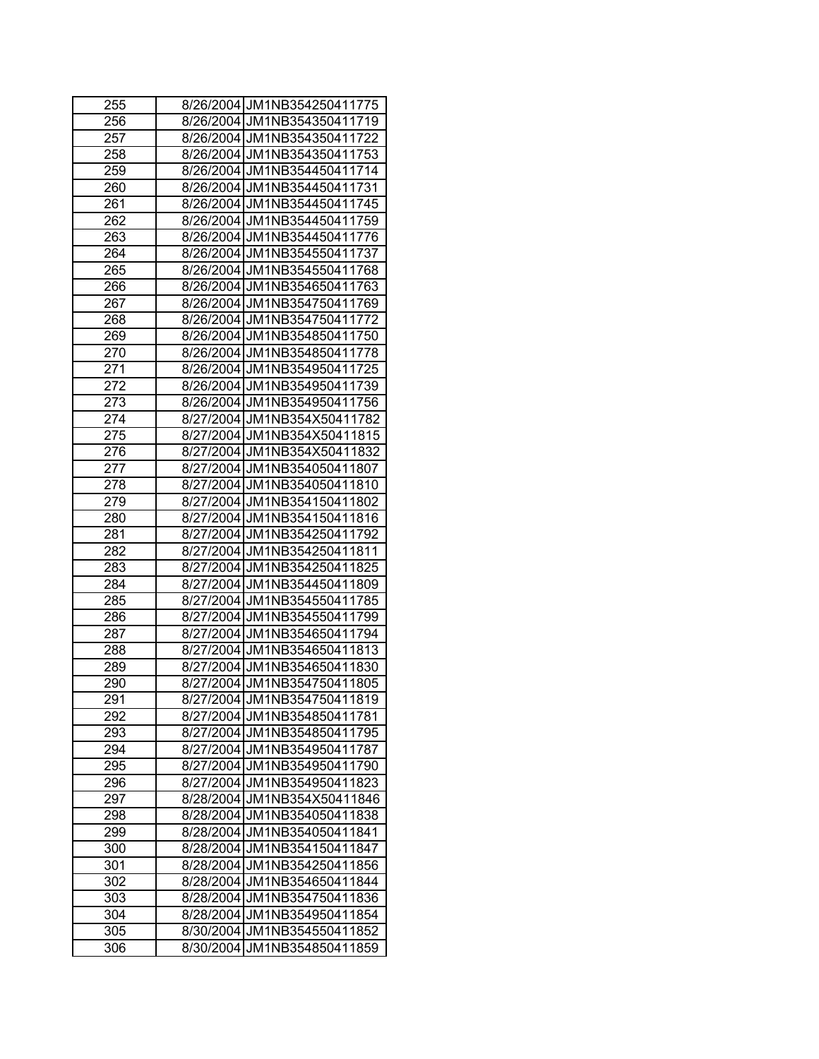| 255 | 8/26/2004 | JM1NB354250411775 |
|---|---|---|
| 256 | 8/26/2004 | JM1NB354350411719 |
| 257 | 8/26/2004 | JM1NB354350411722 |
| 258 | 8/26/2004 | JM1NB354350411753 |
| 259 | 8/26/2004 | JM1NB354450411714 |
| 260 | 8/26/2004 | JM1NB354450411731 |
| 261 | 8/26/2004 | JM1NB354450411745 |
| 262 | 8/26/2004 | JM1NB354450411759 |
| 263 | 8/26/2004 | JM1NB354450411776 |
| 264 | 8/26/2004 | JM1NB354550411737 |
| 265 | 8/26/2004 | JM1NB354550411768 |
| 266 | 8/26/2004 | JM1NB354650411763 |
| 267 | 8/26/2004 | JM1NB354750411769 |
| 268 | 8/26/2004 | JM1NB354750411772 |
| 269 | 8/26/2004 | JM1NB354850411750 |
| 270 | 8/26/2004 | JM1NB354850411778 |
| 271 | 8/26/2004 | JM1NB354950411725 |
| 272 | 8/26/2004 | JM1NB354950411739 |
| 273 | 8/26/2004 | JM1NB354950411756 |
| 274 | 8/27/2004 | JM1NB354X50411782 |
| 275 | 8/27/2004 | JM1NB354X50411815 |
| 276 | 8/27/2004 | JM1NB354X50411832 |
| 277 | 8/27/2004 | JM1NB354050411807 |
| 278 | 8/27/2004 | JM1NB354050411810 |
| 279 | 8/27/2004 | JM1NB354150411802 |
| 280 | 8/27/2004 | JM1NB354150411816 |
| 281 | 8/27/2004 | JM1NB354250411792 |
| 282 | 8/27/2004 | JM1NB354250411811 |
| 283 | 8/27/2004 | JM1NB354250411825 |
| 284 | 8/27/2004 | JM1NB354450411809 |
| 285 | 8/27/2004 | JM1NB354550411785 |
| 286 | 8/27/2004 | JM1NB354550411799 |
| 287 | 8/27/2004 | JM1NB354650411794 |
| 288 | 8/27/2004 | JM1NB354650411813 |
| 289 | 8/27/2004 | JM1NB354650411830 |
| 290 | 8/27/2004 | JM1NB354750411805 |
| 291 | 8/27/2004 | JM1NB354750411819 |
| 292 | 8/27/2004 | JM1NB354850411781 |
| 293 | 8/27/2004 | JM1NB354850411795 |
| 294 | 8/27/2004 | JM1NB354950411787 |
| 295 | 8/27/2004 | JM1NB354950411790 |
| 296 | 8/27/2004 | JM1NB354950411823 |
| 297 | 8/28/2004 | JM1NB354X50411846 |
| 298 | 8/28/2004 | JM1NB354050411838 |
| 299 | 8/28/2004 | JM1NB354050411841 |
| 300 | 8/28/2004 | JM1NB354150411847 |
| 301 | 8/28/2004 | JM1NB354250411856 |
| 302 | 8/28/2004 | JM1NB354650411844 |
| 303 | 8/28/2004 | JM1NB354750411836 |
| 304 | 8/28/2004 | JM1NB354950411854 |
| 305 | 8/30/2004 | JM1NB354550411852 |
| 306 | 8/30/2004 | JM1NB354850411859 |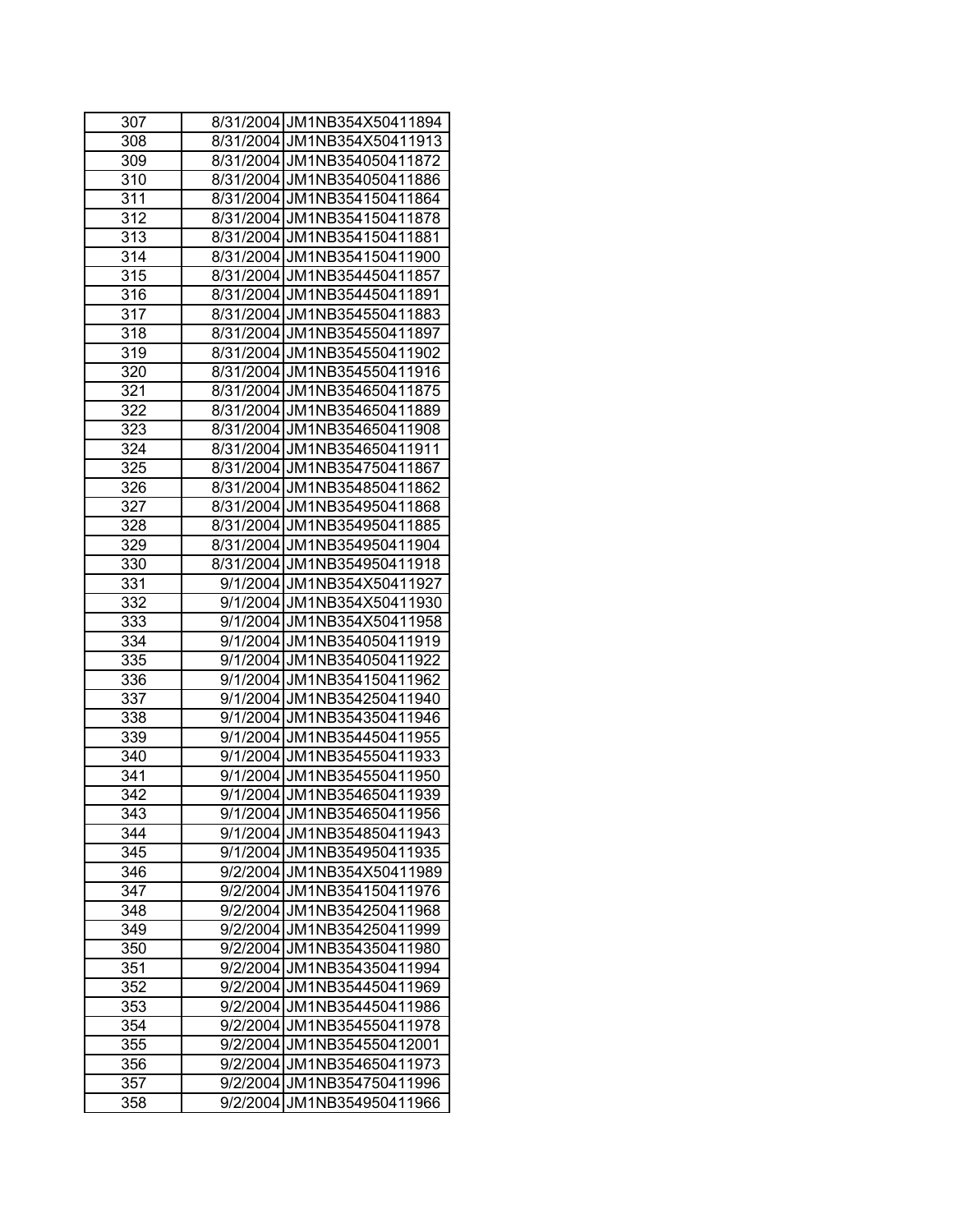| 307 | 8/31/2004 | JM1NB354X50411894 |
|---|---|---|
| 308 | 8/31/2004 | JM1NB354X50411913 |
| 309 | 8/31/2004 | JM1NB354050411872 |
| 310 | 8/31/2004 | JM1NB354050411886 |
| 311 | 8/31/2004 | JM1NB354150411864 |
| 312 | 8/31/2004 | JM1NB354150411878 |
| 313 | 8/31/2004 | JM1NB354150411881 |
| 314 | 8/31/2004 | JM1NB354150411900 |
| 315 | 8/31/2004 | JM1NB354450411857 |
| 316 | 8/31/2004 | JM1NB354450411891 |
| 317 | 8/31/2004 | JM1NB354550411883 |
| 318 | 8/31/2004 | JM1NB354550411897 |
| 319 | 8/31/2004 | JM1NB354550411902 |
| 320 | 8/31/2004 | JM1NB354550411916 |
| 321 | 8/31/2004 | JM1NB354650411875 |
| 322 | 8/31/2004 | JM1NB354650411889 |
| 323 | 8/31/2004 | JM1NB354650411908 |
| 324 | 8/31/2004 | JM1NB354650411911 |
| 325 | 8/31/2004 | JM1NB354750411867 |
| 326 | 8/31/2004 | JM1NB354850411862 |
| 327 | 8/31/2004 | JM1NB354950411868 |
| 328 | 8/31/2004 | JM1NB354950411885 |
| 329 | 8/31/2004 | JM1NB354950411904 |
| 330 | 8/31/2004 | JM1NB354950411918 |
| 331 | 9/1/2004 | JM1NB354X50411927 |
| 332 | 9/1/2004 | JM1NB354X50411930 |
| 333 | 9/1/2004 | JM1NB354X50411958 |
| 334 | 9/1/2004 | JM1NB354050411919 |
| 335 | 9/1/2004 | JM1NB354050411922 |
| 336 | 9/1/2004 | JM1NB354150411962 |
| 337 | 9/1/2004 | JM1NB354250411940 |
| 338 | 9/1/2004 | JM1NB354350411946 |
| 339 | 9/1/2004 | JM1NB354450411955 |
| 340 | 9/1/2004 | JM1NB354550411933 |
| 341 | 9/1/2004 | JM1NB354550411950 |
| 342 | 9/1/2004 | JM1NB354650411939 |
| 343 | 9/1/2004 | JM1NB354650411956 |
| 344 | 9/1/2004 | JM1NB354850411943 |
| 345 | 9/1/2004 | JM1NB354950411935 |
| 346 | 9/2/2004 | JM1NB354X50411989 |
| 347 | 9/2/2004 | JM1NB354150411976 |
| 348 | 9/2/2004 | JM1NB354250411968 |
| 349 | 9/2/2004 | JM1NB354250411999 |
| 350 | 9/2/2004 | JM1NB354350411980 |
| 351 | 9/2/2004 | JM1NB354350411994 |
| 352 | 9/2/2004 | JM1NB354450411969 |
| 353 | 9/2/2004 | JM1NB354450411986 |
| 354 | 9/2/2004 | JM1NB354550411978 |
| 355 | 9/2/2004 | JM1NB354550412001 |
| 356 | 9/2/2004 | JM1NB354650411973 |
| 357 | 9/2/2004 | JM1NB354750411996 |
| 358 | 9/2/2004 | JM1NB354950411966 |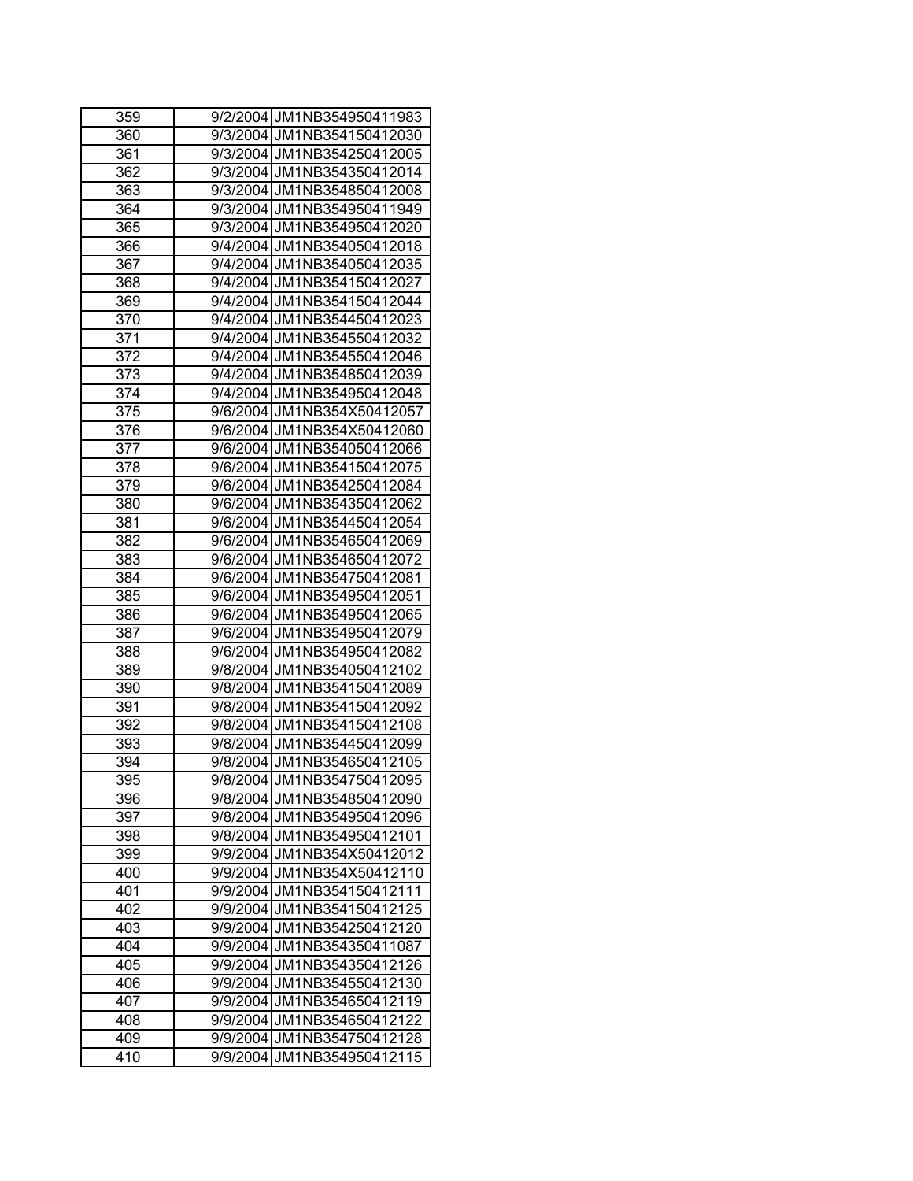| | | |
|---|---|---|
| 359 | 9/2/2004 | JM1NB354950411983 |
| 360 | 9/3/2004 | JM1NB354150412030 |
| 361 | 9/3/2004 | JM1NB354250412005 |
| 362 | 9/3/2004 | JM1NB354350412014 |
| 363 | 9/3/2004 | JM1NB354850412008 |
| 364 | 9/3/2004 | JM1NB354950411949 |
| 365 | 9/3/2004 | JM1NB354950412020 |
| 366 | 9/4/2004 | JM1NB354050412018 |
| 367 | 9/4/2004 | JM1NB354050412035 |
| 368 | 9/4/2004 | JM1NB354150412027 |
| 369 | 9/4/2004 | JM1NB354150412044 |
| 370 | 9/4/2004 | JM1NB354450412023 |
| 371 | 9/4/2004 | JM1NB354550412032 |
| 372 | 9/4/2004 | JM1NB354550412046 |
| 373 | 9/4/2004 | JM1NB354850412039 |
| 374 | 9/4/2004 | JM1NB354950412048 |
| 375 | 9/6/2004 | JM1NB354X50412057 |
| 376 | 9/6/2004 | JM1NB354X50412060 |
| 377 | 9/6/2004 | JM1NB354050412066 |
| 378 | 9/6/2004 | JM1NB354150412075 |
| 379 | 9/6/2004 | JM1NB354250412084 |
| 380 | 9/6/2004 | JM1NB354350412062 |
| 381 | 9/6/2004 | JM1NB354450412054 |
| 382 | 9/6/2004 | JM1NB354650412069 |
| 383 | 9/6/2004 | JM1NB354650412072 |
| 384 | 9/6/2004 | JM1NB354750412081 |
| 385 | 9/6/2004 | JM1NB354950412051 |
| 386 | 9/6/2004 | JM1NB354950412065 |
| 387 | 9/6/2004 | JM1NB354950412079 |
| 388 | 9/6/2004 | JM1NB354950412082 |
| 389 | 9/8/2004 | JM1NB354050412102 |
| 390 | 9/8/2004 | JM1NB354150412089 |
| 391 | 9/8/2004 | JM1NB354150412092 |
| 392 | 9/8/2004 | JM1NB354150412108 |
| 393 | 9/8/2004 | JM1NB354450412099 |
| 394 | 9/8/2004 | JM1NB354650412105 |
| 395 | 9/8/2004 | JM1NB354750412095 |
| 396 | 9/8/2004 | JM1NB354850412090 |
| 397 | 9/8/2004 | JM1NB354950412096 |
| 398 | 9/8/2004 | JM1NB354950412101 |
| 399 | 9/9/2004 | JM1NB354X50412012 |
| 400 | 9/9/2004 | JM1NB354X50412110 |
| 401 | 9/9/2004 | JM1NB354150412111 |
| 402 | 9/9/2004 | JM1NB354150412125 |
| 403 | 9/9/2004 | JM1NB354250412120 |
| 404 | 9/9/2004 | JM1NB354350411087 |
| 405 | 9/9/2004 | JM1NB354350412126 |
| 406 | 9/9/2004 | JM1NB354550412130 |
| 407 | 9/9/2004 | JM1NB354650412119 |
| 408 | 9/9/2004 | JM1NB354650412122 |
| 409 | 9/9/2004 | JM1NB354750412128 |
| 410 | 9/9/2004 | JM1NB354950412115 |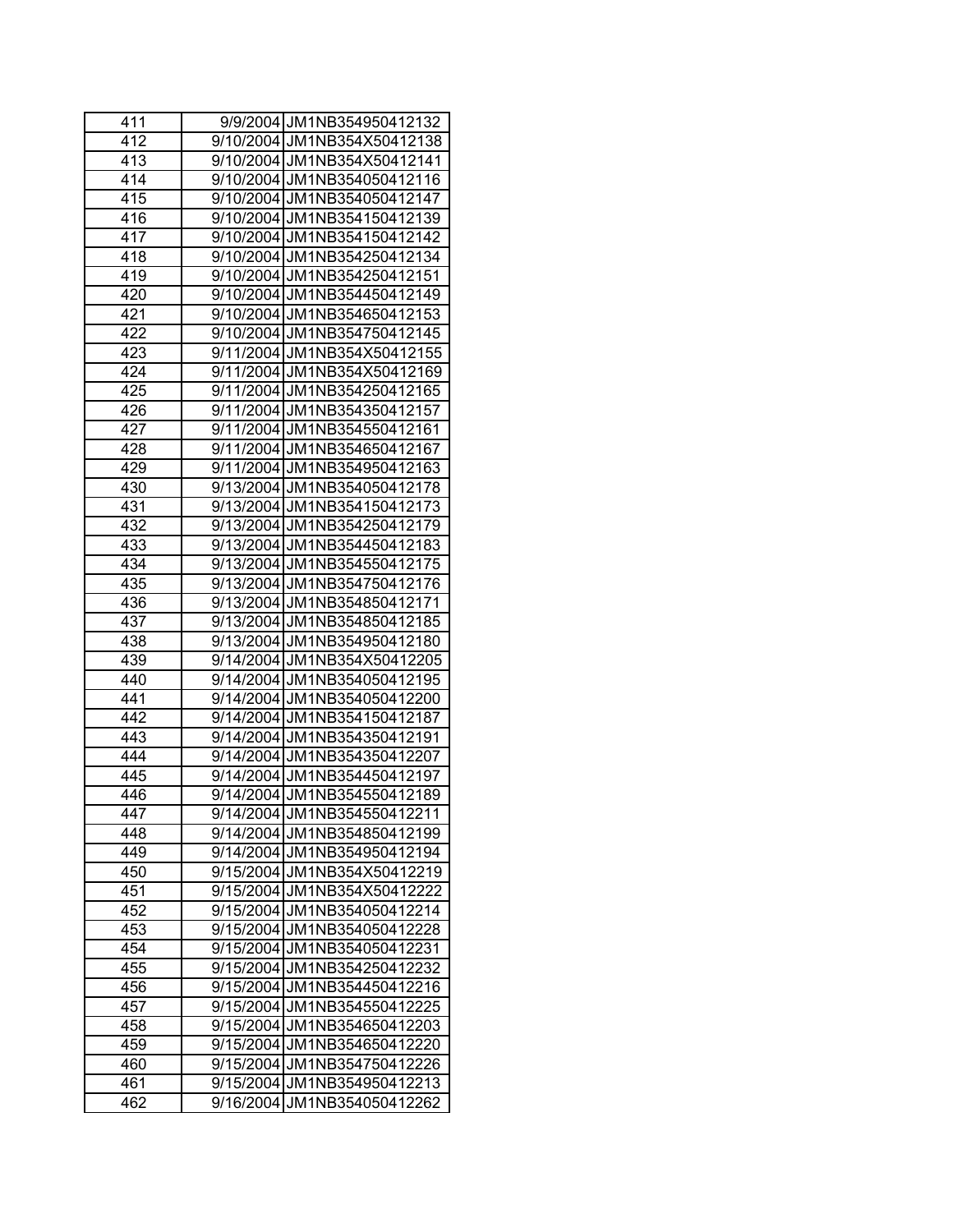| 411 | 9/9/2004 | JM1NB354950412132 |
|---|---|---|
| 412 | 9/10/2004 | JM1NB354X50412138 |
| 413 | 9/10/2004 | JM1NB354X50412141 |
| 414 | 9/10/2004 | JM1NB354050412116 |
| 415 | 9/10/2004 | JM1NB354050412147 |
| 416 | 9/10/2004 | JM1NB354150412139 |
| 417 | 9/10/2004 | JM1NB354150412142 |
| 418 | 9/10/2004 | JM1NB354250412134 |
| 419 | 9/10/2004 | JM1NB354250412151 |
| 420 | 9/10/2004 | JM1NB354450412149 |
| 421 | 9/10/2004 | JM1NB354650412153 |
| 422 | 9/10/2004 | JM1NB354750412145 |
| 423 | 9/11/2004 | JM1NB354X50412155 |
| 424 | 9/11/2004 | JM1NB354X50412169 |
| 425 | 9/11/2004 | JM1NB354250412165 |
| 426 | 9/11/2004 | JM1NB354350412157 |
| 427 | 9/11/2004 | JM1NB354550412161 |
| 428 | 9/11/2004 | JM1NB354650412167 |
| 429 | 9/11/2004 | JM1NB354950412163 |
| 430 | 9/13/2004 | JM1NB354050412178 |
| 431 | 9/13/2004 | JM1NB354150412173 |
| 432 | 9/13/2004 | JM1NB354250412179 |
| 433 | 9/13/2004 | JM1NB354450412183 |
| 434 | 9/13/2004 | JM1NB354550412175 |
| 435 | 9/13/2004 | JM1NB354750412176 |
| 436 | 9/13/2004 | JM1NB354850412171 |
| 437 | 9/13/2004 | JM1NB354850412185 |
| 438 | 9/13/2004 | JM1NB354950412180 |
| 439 | 9/14/2004 | JM1NB354X50412205 |
| 440 | 9/14/2004 | JM1NB354050412195 |
| 441 | 9/14/2004 | JM1NB354050412200 |
| 442 | 9/14/2004 | JM1NB354150412187 |
| 443 | 9/14/2004 | JM1NB354350412191 |
| 444 | 9/14/2004 | JM1NB354350412207 |
| 445 | 9/14/2004 | JM1NB354450412197 |
| 446 | 9/14/2004 | JM1NB354550412189 |
| 447 | 9/14/2004 | JM1NB354550412211 |
| 448 | 9/14/2004 | JM1NB354850412199 |
| 449 | 9/14/2004 | JM1NB354950412194 |
| 450 | 9/15/2004 | JM1NB354X50412219 |
| 451 | 9/15/2004 | JM1NB354X50412222 |
| 452 | 9/15/2004 | JM1NB354050412214 |
| 453 | 9/15/2004 | JM1NB354050412228 |
| 454 | 9/15/2004 | JM1NB354050412231 |
| 455 | 9/15/2004 | JM1NB354250412232 |
| 456 | 9/15/2004 | JM1NB354450412216 |
| 457 | 9/15/2004 | JM1NB354550412225 |
| 458 | 9/15/2004 | JM1NB354650412203 |
| 459 | 9/15/2004 | JM1NB354650412220 |
| 460 | 9/15/2004 | JM1NB354750412226 |
| 461 | 9/15/2004 | JM1NB354950412213 |
| 462 | 9/16/2004 | JM1NB354050412262 |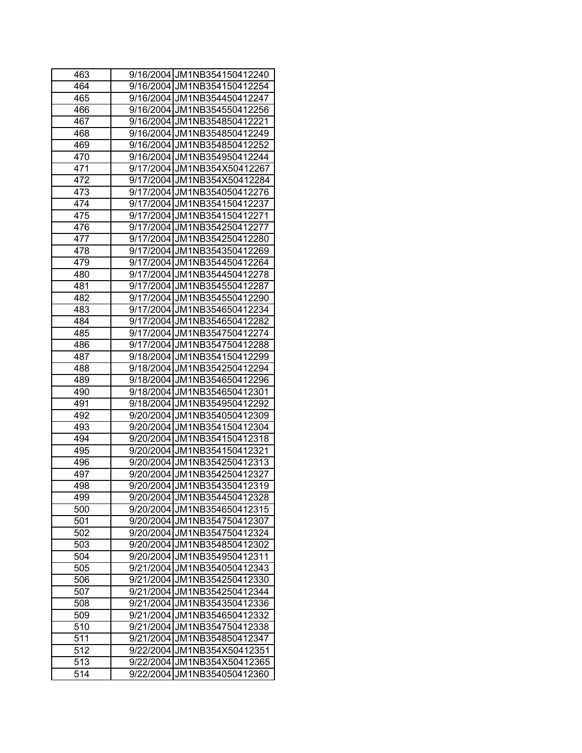| | | |
|---|---|---|
| 463 | 9/16/2004 | JM1NB354150412240 |
| 464 | 9/16/2004 | JM1NB354150412254 |
| 465 | 9/16/2004 | JM1NB354450412247 |
| 466 | 9/16/2004 | JM1NB354550412256 |
| 467 | 9/16/2004 | JM1NB354850412221 |
| 468 | 9/16/2004 | JM1NB354850412249 |
| 469 | 9/16/2004 | JM1NB354850412252 |
| 470 | 9/16/2004 | JM1NB354950412244 |
| 471 | 9/17/2004 | JM1NB354X50412267 |
| 472 | 9/17/2004 | JM1NB354X50412284 |
| 473 | 9/17/2004 | JM1NB354050412276 |
| 474 | 9/17/2004 | JM1NB354150412237 |
| 475 | 9/17/2004 | JM1NB354150412271 |
| 476 | 9/17/2004 | JM1NB354250412277 |
| 477 | 9/17/2004 | JM1NB354250412280 |
| 478 | 9/17/2004 | JM1NB354350412269 |
| 479 | 9/17/2004 | JM1NB354450412264 |
| 480 | 9/17/2004 | JM1NB354450412278 |
| 481 | 9/17/2004 | JM1NB354550412287 |
| 482 | 9/17/2004 | JM1NB354550412290 |
| 483 | 9/17/2004 | JM1NB354650412234 |
| 484 | 9/17/2004 | JM1NB354650412282 |
| 485 | 9/17/2004 | JM1NB354750412274 |
| 486 | 9/17/2004 | JM1NB354750412288 |
| 487 | 9/18/2004 | JM1NB354150412299 |
| 488 | 9/18/2004 | JM1NB354250412294 |
| 489 | 9/18/2004 | JM1NB354650412296 |
| 490 | 9/18/2004 | JM1NB354650412301 |
| 491 | 9/18/2004 | JM1NB354950412292 |
| 492 | 9/20/2004 | JM1NB354050412309 |
| 493 | 9/20/2004 | JM1NB354150412304 |
| 494 | 9/20/2004 | JM1NB354150412318 |
| 495 | 9/20/2004 | JM1NB354150412321 |
| 496 | 9/20/2004 | JM1NB354250412313 |
| 497 | 9/20/2004 | JM1NB354250412327 |
| 498 | 9/20/2004 | JM1NB354350412319 |
| 499 | 9/20/2004 | JM1NB354450412328 |
| 500 | 9/20/2004 | JM1NB354650412315 |
| 501 | 9/20/2004 | JM1NB354750412307 |
| 502 | 9/20/2004 | JM1NB354750412324 |
| 503 | 9/20/2004 | JM1NB354850412302 |
| 504 | 9/20/2004 | JM1NB354950412311 |
| 505 | 9/21/2004 | JM1NB354050412343 |
| 506 | 9/21/2004 | JM1NB354250412330 |
| 507 | 9/21/2004 | JM1NB354250412344 |
| 508 | 9/21/2004 | JM1NB354350412336 |
| 509 | 9/21/2004 | JM1NB354650412332 |
| 510 | 9/21/2004 | JM1NB354750412338 |
| 511 | 9/21/2004 | JM1NB354850412347 |
| 512 | 9/22/2004 | JM1NB354X50412351 |
| 513 | 9/22/2004 | JM1NB354X50412365 |
| 514 | 9/22/2004 | JM1NB354050412360 |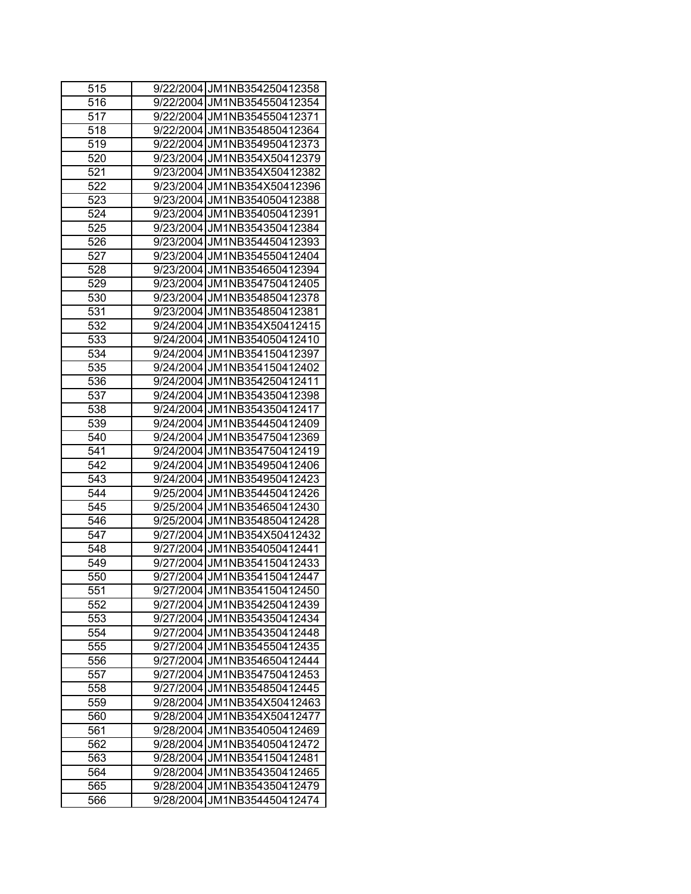| 515 | 9/22/2004 | JM1NB354250412358 |
|---|---|---|
| 516 | 9/22/2004 | JM1NB354550412354 |
| 517 | 9/22/2004 | JM1NB354550412371 |
| 518 | 9/22/2004 | JM1NB354850412364 |
| 519 | 9/22/2004 | JM1NB354950412373 |
| 520 | 9/23/2004 | JM1NB354X50412379 |
| 521 | 9/23/2004 | JM1NB354X50412382 |
| 522 | 9/23/2004 | JM1NB354X50412396 |
| 523 | 9/23/2004 | JM1NB354050412388 |
| 524 | 9/23/2004 | JM1NB354050412391 |
| 525 | 9/23/2004 | JM1NB354350412384 |
| 526 | 9/23/2004 | JM1NB354450412393 |
| 527 | 9/23/2004 | JM1NB354550412404 |
| 528 | 9/23/2004 | JM1NB354650412394 |
| 529 | 9/23/2004 | JM1NB354750412405 |
| 530 | 9/23/2004 | JM1NB354850412378 |
| 531 | 9/23/2004 | JM1NB354850412381 |
| 532 | 9/24/2004 | JM1NB354X50412415 |
| 533 | 9/24/2004 | JM1NB354050412410 |
| 534 | 9/24/2004 | JM1NB354150412397 |
| 535 | 9/24/2004 | JM1NB354150412402 |
| 536 | 9/24/2004 | JM1NB354250412411 |
| 537 | 9/24/2004 | JM1NB354350412398 |
| 538 | 9/24/2004 | JM1NB354350412417 |
| 539 | 9/24/2004 | JM1NB354450412409 |
| 540 | 9/24/2004 | JM1NB354750412369 |
| 541 | 9/24/2004 | JM1NB354750412419 |
| 542 | 9/24/2004 | JM1NB354950412406 |
| 543 | 9/24/2004 | JM1NB354950412423 |
| 544 | 9/25/2004 | JM1NB354450412426 |
| 545 | 9/25/2004 | JM1NB354650412430 |
| 546 | 9/25/2004 | JM1NB354850412428 |
| 547 | 9/27/2004 | JM1NB354X50412432 |
| 548 | 9/27/2004 | JM1NB354050412441 |
| 549 | 9/27/2004 | JM1NB354150412433 |
| 550 | 9/27/2004 | JM1NB354150412447 |
| 551 | 9/27/2004 | JM1NB354150412450 |
| 552 | 9/27/2004 | JM1NB354250412439 |
| 553 | 9/27/2004 | JM1NB354350412434 |
| 554 | 9/27/2004 | JM1NB354350412448 |
| 555 | 9/27/2004 | JM1NB354550412435 |
| 556 | 9/27/2004 | JM1NB354650412444 |
| 557 | 9/27/2004 | JM1NB354750412453 |
| 558 | 9/27/2004 | JM1NB354850412445 |
| 559 | 9/28/2004 | JM1NB354X50412463 |
| 560 | 9/28/2004 | JM1NB354X50412477 |
| 561 | 9/28/2004 | JM1NB354050412469 |
| 562 | 9/28/2004 | JM1NB354050412472 |
| 563 | 9/28/2004 | JM1NB354150412481 |
| 564 | 9/28/2004 | JM1NB354350412465 |
| 565 | 9/28/2004 | JM1NB354350412479 |
| 566 | 9/28/2004 | JM1NB354450412474 |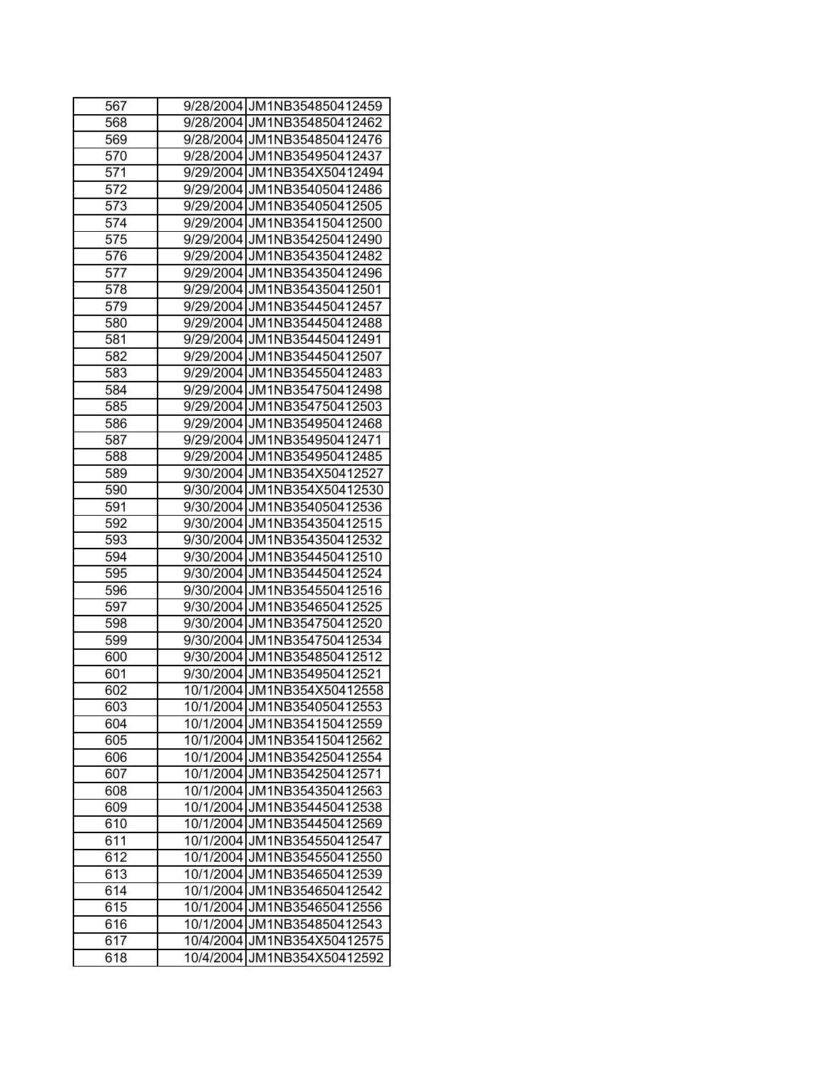| 567 | 9/28/2004 | JM1NB354850412459 |
|---|---|---|
| 568 | 9/28/2004 | JM1NB354850412462 |
| 569 | 9/28/2004 | JM1NB354850412476 |
| 570 | 9/28/2004 | JM1NB354950412437 |
| 571 | 9/29/2004 | JM1NB354X50412494 |
| 572 | 9/29/2004 | JM1NB354050412486 |
| 573 | 9/29/2004 | JM1NB354050412505 |
| 574 | 9/29/2004 | JM1NB354150412500 |
| 575 | 9/29/2004 | JM1NB354250412490 |
| 576 | 9/29/2004 | JM1NB354350412482 |
| 577 | 9/29/2004 | JM1NB354350412496 |
| 578 | 9/29/2004 | JM1NB354350412501 |
| 579 | 9/29/2004 | JM1NB354450412457 |
| 580 | 9/29/2004 | JM1NB354450412488 |
| 581 | 9/29/2004 | JM1NB354450412491 |
| 582 | 9/29/2004 | JM1NB354450412507 |
| 583 | 9/29/2004 | JM1NB354550412483 |
| 584 | 9/29/2004 | JM1NB354750412498 |
| 585 | 9/29/2004 | JM1NB354750412503 |
| 586 | 9/29/2004 | JM1NB354950412468 |
| 587 | 9/29/2004 | JM1NB354950412471 |
| 588 | 9/29/2004 | JM1NB354950412485 |
| 589 | 9/30/2004 | JM1NB354X50412527 |
| 590 | 9/30/2004 | JM1NB354X50412530 |
| 591 | 9/30/2004 | JM1NB354050412536 |
| 592 | 9/30/2004 | JM1NB354350412515 |
| 593 | 9/30/2004 | JM1NB354350412532 |
| 594 | 9/30/2004 | JM1NB354450412510 |
| 595 | 9/30/2004 | JM1NB354450412524 |
| 596 | 9/30/2004 | JM1NB354550412516 |
| 597 | 9/30/2004 | JM1NB354650412525 |
| 598 | 9/30/2004 | JM1NB354750412520 |
| 599 | 9/30/2004 | JM1NB354750412534 |
| 600 | 9/30/2004 | JM1NB354850412512 |
| 601 | 9/30/2004 | JM1NB354950412521 |
| 602 | 10/1/2004 | JM1NB354X50412558 |
| 603 | 10/1/2004 | JM1NB354050412553 |
| 604 | 10/1/2004 | JM1NB354150412559 |
| 605 | 10/1/2004 | JM1NB354150412562 |
| 606 | 10/1/2004 | JM1NB354250412554 |
| 607 | 10/1/2004 | JM1NB354250412571 |
| 608 | 10/1/2004 | JM1NB354350412563 |
| 609 | 10/1/2004 | JM1NB354450412538 |
| 610 | 10/1/2004 | JM1NB354450412569 |
| 611 | 10/1/2004 | JM1NB354550412547 |
| 612 | 10/1/2004 | JM1NB354550412550 |
| 613 | 10/1/2004 | JM1NB354650412539 |
| 614 | 10/1/2004 | JM1NB354650412542 |
| 615 | 10/1/2004 | JM1NB354650412556 |
| 616 | 10/1/2004 | JM1NB354850412543 |
| 617 | 10/4/2004 | JM1NB354X50412575 |
| 618 | 10/4/2004 | JM1NB354X50412592 |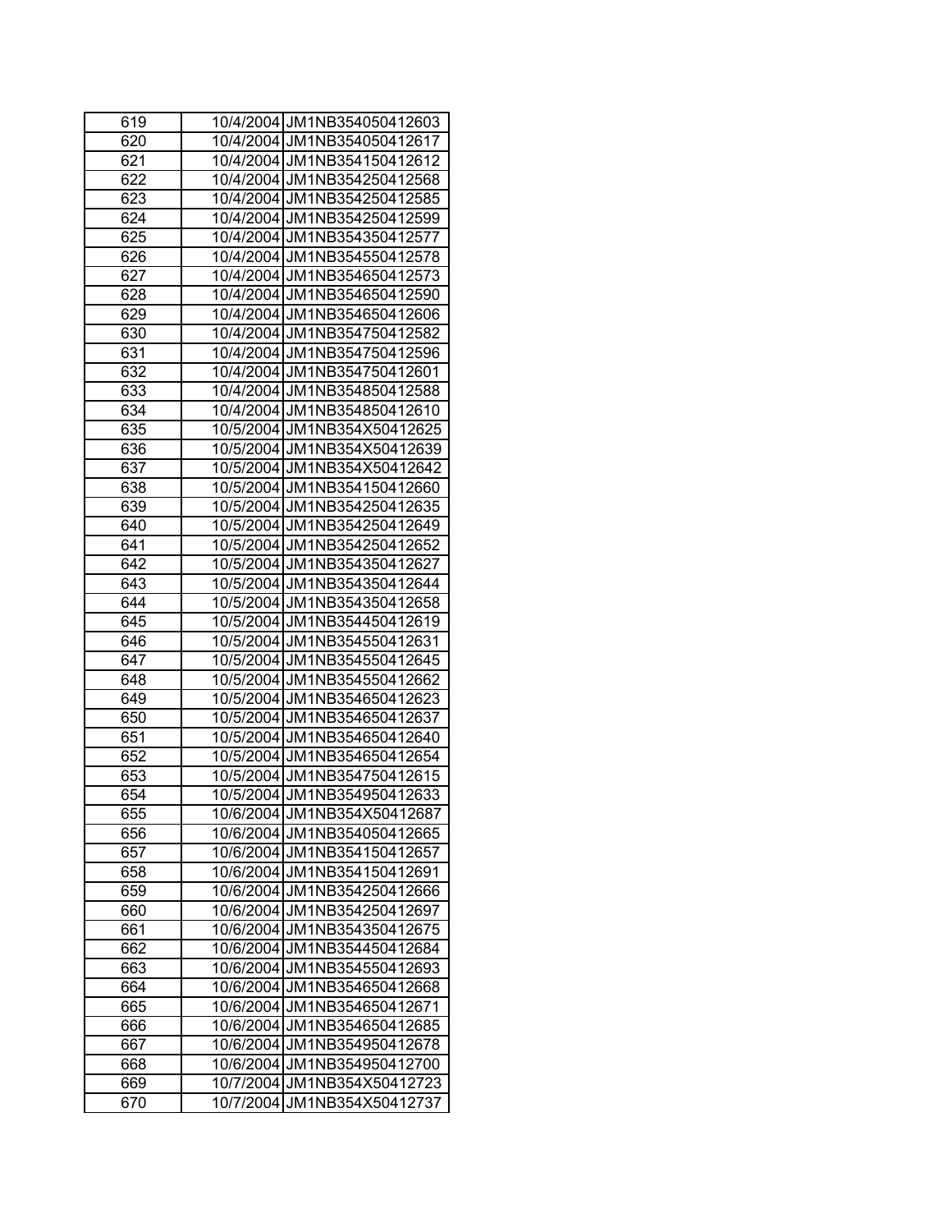| | | |
|---|---|---|
| 619 | 10/4/2004 | JM1NB354050412603 |
| 620 | 10/4/2004 | JM1NB354050412617 |
| 621 | 10/4/2004 | JM1NB354150412612 |
| 622 | 10/4/2004 | JM1NB354250412568 |
| 623 | 10/4/2004 | JM1NB354250412585 |
| 624 | 10/4/2004 | JM1NB354250412599 |
| 625 | 10/4/2004 | JM1NB354350412577 |
| 626 | 10/4/2004 | JM1NB354550412578 |
| 627 | 10/4/2004 | JM1NB354650412573 |
| 628 | 10/4/2004 | JM1NB354650412590 |
| 629 | 10/4/2004 | JM1NB354650412606 |
| 630 | 10/4/2004 | JM1NB354750412582 |
| 631 | 10/4/2004 | JM1NB354750412596 |
| 632 | 10/4/2004 | JM1NB354750412601 |
| 633 | 10/4/2004 | JM1NB354850412588 |
| 634 | 10/4/2004 | JM1NB354850412610 |
| 635 | 10/5/2004 | JM1NB354X50412625 |
| 636 | 10/5/2004 | JM1NB354X50412639 |
| 637 | 10/5/2004 | JM1NB354X50412642 |
| 638 | 10/5/2004 | JM1NB354150412660 |
| 639 | 10/5/2004 | JM1NB354250412635 |
| 640 | 10/5/2004 | JM1NB354250412649 |
| 641 | 10/5/2004 | JM1NB354250412652 |
| 642 | 10/5/2004 | JM1NB354350412627 |
| 643 | 10/5/2004 | JM1NB354350412644 |
| 644 | 10/5/2004 | JM1NB354350412658 |
| 645 | 10/5/2004 | JM1NB354450412619 |
| 646 | 10/5/2004 | JM1NB354550412631 |
| 647 | 10/5/2004 | JM1NB354550412645 |
| 648 | 10/5/2004 | JM1NB354550412662 |
| 649 | 10/5/2004 | JM1NB354650412623 |
| 650 | 10/5/2004 | JM1NB354650412637 |
| 651 | 10/5/2004 | JM1NB354650412640 |
| 652 | 10/5/2004 | JM1NB354650412654 |
| 653 | 10/5/2004 | JM1NB354750412615 |
| 654 | 10/5/2004 | JM1NB354950412633 |
| 655 | 10/6/2004 | JM1NB354X50412687 |
| 656 | 10/6/2004 | JM1NB354050412665 |
| 657 | 10/6/2004 | JM1NB354150412657 |
| 658 | 10/6/2004 | JM1NB354150412691 |
| 659 | 10/6/2004 | JM1NB354250412666 |
| 660 | 10/6/2004 | JM1NB354250412697 |
| 661 | 10/6/2004 | JM1NB354350412675 |
| 662 | 10/6/2004 | JM1NB354450412684 |
| 663 | 10/6/2004 | JM1NB354550412693 |
| 664 | 10/6/2004 | JM1NB354650412668 |
| 665 | 10/6/2004 | JM1NB354650412671 |
| 666 | 10/6/2004 | JM1NB354650412685 |
| 667 | 10/6/2004 | JM1NB354950412678 |
| 668 | 10/6/2004 | JM1NB354950412700 |
| 669 | 10/7/2004 | JM1NB354X50412723 |
| 670 | 10/7/2004 | JM1NB354X50412737 |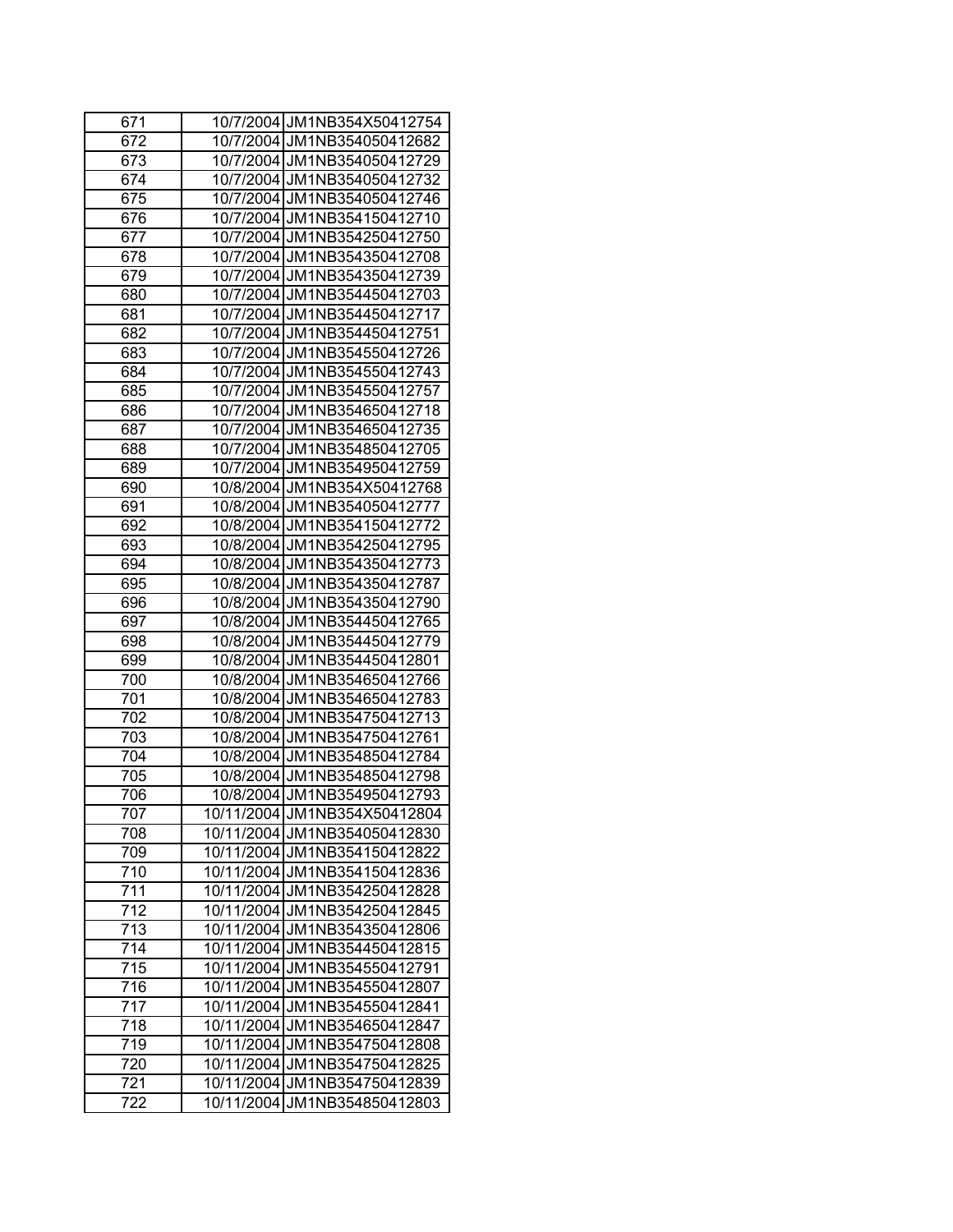| 671 | 10/7/2004 | JM1NB354X50412754 |
|---|---|---|
| 672 | 10/7/2004 | JM1NB354050412682 |
| 673 | 10/7/2004 | JM1NB354050412729 |
| 674 | 10/7/2004 | JM1NB354050412732 |
| 675 | 10/7/2004 | JM1NB354050412746 |
| 676 | 10/7/2004 | JM1NB354150412710 |
| 677 | 10/7/2004 | JM1NB354250412750 |
| 678 | 10/7/2004 | JM1NB354350412708 |
| 679 | 10/7/2004 | JM1NB354350412739 |
| 680 | 10/7/2004 | JM1NB354450412703 |
| 681 | 10/7/2004 | JM1NB354450412717 |
| 682 | 10/7/2004 | JM1NB354450412751 |
| 683 | 10/7/2004 | JM1NB354550412726 |
| 684 | 10/7/2004 | JM1NB354550412743 |
| 685 | 10/7/2004 | JM1NB354550412757 |
| 686 | 10/7/2004 | JM1NB354650412718 |
| 687 | 10/7/2004 | JM1NB354650412735 |
| 688 | 10/7/2004 | JM1NB354850412705 |
| 689 | 10/7/2004 | JM1NB354950412759 |
| 690 | 10/8/2004 | JM1NB354X50412768 |
| 691 | 10/8/2004 | JM1NB354050412777 |
| 692 | 10/8/2004 | JM1NB354150412772 |
| 693 | 10/8/2004 | JM1NB354250412795 |
| 694 | 10/8/2004 | JM1NB354350412773 |
| 695 | 10/8/2004 | JM1NB354350412787 |
| 696 | 10/8/2004 | JM1NB354350412790 |
| 697 | 10/8/2004 | JM1NB354450412765 |
| 698 | 10/8/2004 | JM1NB354450412779 |
| 699 | 10/8/2004 | JM1NB354450412801 |
| 700 | 10/8/2004 | JM1NB354650412766 |
| 701 | 10/8/2004 | JM1NB354650412783 |
| 702 | 10/8/2004 | JM1NB354750412713 |
| 703 | 10/8/2004 | JM1NB354750412761 |
| 704 | 10/8/2004 | JM1NB354850412784 |
| 705 | 10/8/2004 | JM1NB354850412798 |
| 706 | 10/8/2004 | JM1NB354950412793 |
| 707 | 10/11/2004 | JM1NB354X50412804 |
| 708 | 10/11/2004 | JM1NB354050412830 |
| 709 | 10/11/2004 | JM1NB354150412822 |
| 710 | 10/11/2004 | JM1NB354150412836 |
| 711 | 10/11/2004 | JM1NB354250412828 |
| 712 | 10/11/2004 | JM1NB354250412845 |
| 713 | 10/11/2004 | JM1NB354350412806 |
| 714 | 10/11/2004 | JM1NB354450412815 |
| 715 | 10/11/2004 | JM1NB354550412791 |
| 716 | 10/11/2004 | JM1NB354550412807 |
| 717 | 10/11/2004 | JM1NB354550412841 |
| 718 | 10/11/2004 | JM1NB354650412847 |
| 719 | 10/11/2004 | JM1NB354750412808 |
| 720 | 10/11/2004 | JM1NB354750412825 |
| 721 | 10/11/2004 | JM1NB354750412839 |
| 722 | 10/11/2004 | JM1NB354850412803 |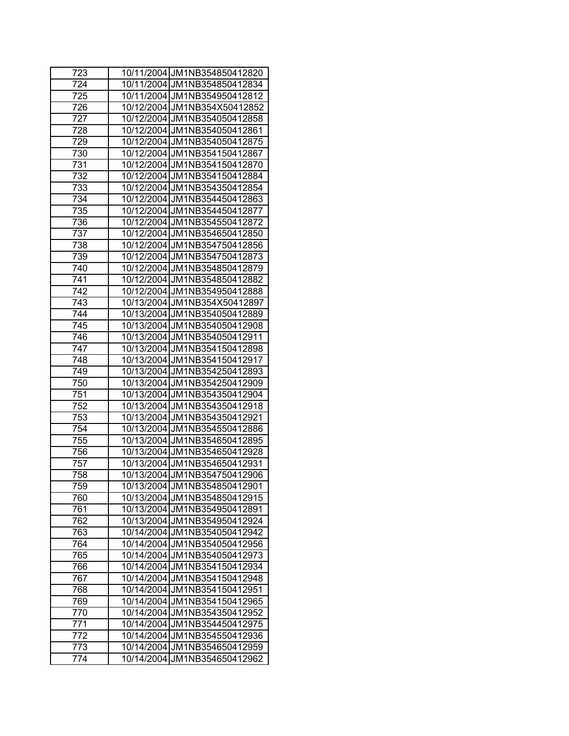| | | |
|---|---|---|
| 723 | 10/11/2004 | JM1NB354850412820 |
| 724 | 10/11/2004 | JM1NB354850412834 |
| 725 | 10/11/2004 | JM1NB354950412812 |
| 726 | 10/12/2004 | JM1NB354X50412852 |
| 727 | 10/12/2004 | JM1NB354050412858 |
| 728 | 10/12/2004 | JM1NB354050412861 |
| 729 | 10/12/2004 | JM1NB354050412875 |
| 730 | 10/12/2004 | JM1NB354150412867 |
| 731 | 10/12/2004 | JM1NB354150412870 |
| 732 | 10/12/2004 | JM1NB354150412884 |
| 733 | 10/12/2004 | JM1NB354350412854 |
| 734 | 10/12/2004 | JM1NB354450412863 |
| 735 | 10/12/2004 | JM1NB354450412877 |
| 736 | 10/12/2004 | JM1NB354550412872 |
| 737 | 10/12/2004 | JM1NB354650412850 |
| 738 | 10/12/2004 | JM1NB354750412856 |
| 739 | 10/12/2004 | JM1NB354750412873 |
| 740 | 10/12/2004 | JM1NB354850412879 |
| 741 | 10/12/2004 | JM1NB354850412882 |
| 742 | 10/12/2004 | JM1NB354950412888 |
| 743 | 10/13/2004 | JM1NB354X50412897 |
| 744 | 10/13/2004 | JM1NB354050412889 |
| 745 | 10/13/2004 | JM1NB354050412908 |
| 746 | 10/13/2004 | JM1NB354050412911 |
| 747 | 10/13/2004 | JM1NB354150412898 |
| 748 | 10/13/2004 | JM1NB354150412917 |
| 749 | 10/13/2004 | JM1NB354250412893 |
| 750 | 10/13/2004 | JM1NB354250412909 |
| 751 | 10/13/2004 | JM1NB354350412904 |
| 752 | 10/13/2004 | JM1NB354350412918 |
| 753 | 10/13/2004 | JM1NB354350412921 |
| 754 | 10/13/2004 | JM1NB354550412886 |
| 755 | 10/13/2004 | JM1NB354650412895 |
| 756 | 10/13/2004 | JM1NB354650412928 |
| 757 | 10/13/2004 | JM1NB354650412931 |
| 758 | 10/13/2004 | JM1NB354750412906 |
| 759 | 10/13/2004 | JM1NB354850412901 |
| 760 | 10/13/2004 | JM1NB354850412915 |
| 761 | 10/13/2004 | JM1NB354950412891 |
| 762 | 10/13/2004 | JM1NB354950412924 |
| 763 | 10/14/2004 | JM1NB354050412942 |
| 764 | 10/14/2004 | JM1NB354050412956 |
| 765 | 10/14/2004 | JM1NB354050412973 |
| 766 | 10/14/2004 | JM1NB354150412934 |
| 767 | 10/14/2004 | JM1NB354150412948 |
| 768 | 10/14/2004 | JM1NB354150412951 |
| 769 | 10/14/2004 | JM1NB354150412965 |
| 770 | 10/14/2004 | JM1NB354350412952 |
| 771 | 10/14/2004 | JM1NB354450412975 |
| 772 | 10/14/2004 | JM1NB354550412936 |
| 773 | 10/14/2004 | JM1NB354650412959 |
| 774 | 10/14/2004 | JM1NB354650412962 |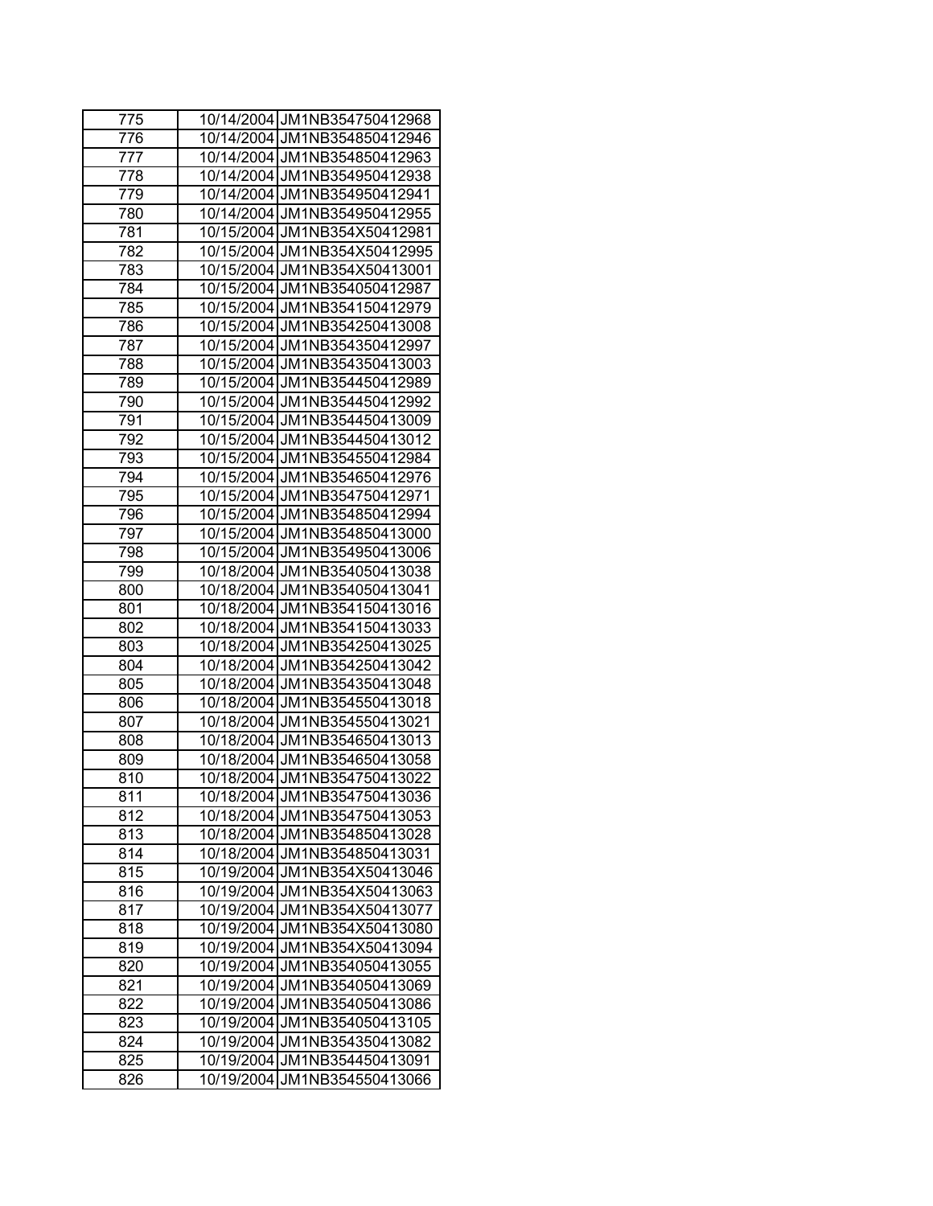| 775 | 10/14/2004 | JM1NB354750412968 |
|---|---|---|
| 776 | 10/14/2004 | JM1NB354850412946 |
| 777 | 10/14/2004 | JM1NB354850412963 |
| 778 | 10/14/2004 | JM1NB354950412938 |
| 779 | 10/14/2004 | JM1NB354950412941 |
| 780 | 10/14/2004 | JM1NB354950412955 |
| 781 | 10/15/2004 | JM1NB354X50412981 |
| 782 | 10/15/2004 | JM1NB354X50412995 |
| 783 | 10/15/2004 | JM1NB354X50413001 |
| 784 | 10/15/2004 | JM1NB354050412987 |
| 785 | 10/15/2004 | JM1NB354150412979 |
| 786 | 10/15/2004 | JM1NB354250413008 |
| 787 | 10/15/2004 | JM1NB354350412997 |
| 788 | 10/15/2004 | JM1NB354350413003 |
| 789 | 10/15/2004 | JM1NB354450412989 |
| 790 | 10/15/2004 | JM1NB354450412992 |
| 791 | 10/15/2004 | JM1NB354450413009 |
| 792 | 10/15/2004 | JM1NB354450413012 |
| 793 | 10/15/2004 | JM1NB354550412984 |
| 794 | 10/15/2004 | JM1NB354650412976 |
| 795 | 10/15/2004 | JM1NB354750412971 |
| 796 | 10/15/2004 | JM1NB354850412994 |
| 797 | 10/15/2004 | JM1NB354850413000 |
| 798 | 10/15/2004 | JM1NB354950413006 |
| 799 | 10/18/2004 | JM1NB354050413038 |
| 800 | 10/18/2004 | JM1NB354050413041 |
| 801 | 10/18/2004 | JM1NB354150413016 |
| 802 | 10/18/2004 | JM1NB354150413033 |
| 803 | 10/18/2004 | JM1NB354250413025 |
| 804 | 10/18/2004 | JM1NB354250413042 |
| 805 | 10/18/2004 | JM1NB354350413048 |
| 806 | 10/18/2004 | JM1NB354550413018 |
| 807 | 10/18/2004 | JM1NB354550413021 |
| 808 | 10/18/2004 | JM1NB354650413013 |
| 809 | 10/18/2004 | JM1NB354650413058 |
| 810 | 10/18/2004 | JM1NB354750413022 |
| 811 | 10/18/2004 | JM1NB354750413036 |
| 812 | 10/18/2004 | JM1NB354750413053 |
| 813 | 10/18/2004 | JM1NB354850413028 |
| 814 | 10/18/2004 | JM1NB354850413031 |
| 815 | 10/19/2004 | JM1NB354X50413046 |
| 816 | 10/19/2004 | JM1NB354X50413063 |
| 817 | 10/19/2004 | JM1NB354X50413077 |
| 818 | 10/19/2004 | JM1NB354X50413080 |
| 819 | 10/19/2004 | JM1NB354X50413094 |
| 820 | 10/19/2004 | JM1NB354050413055 |
| 821 | 10/19/2004 | JM1NB354050413069 |
| 822 | 10/19/2004 | JM1NB354050413086 |
| 823 | 10/19/2004 | JM1NB354050413105 |
| 824 | 10/19/2004 | JM1NB354350413082 |
| 825 | 10/19/2004 | JM1NB354450413091 |
| 826 | 10/19/2004 | JM1NB354550413066 |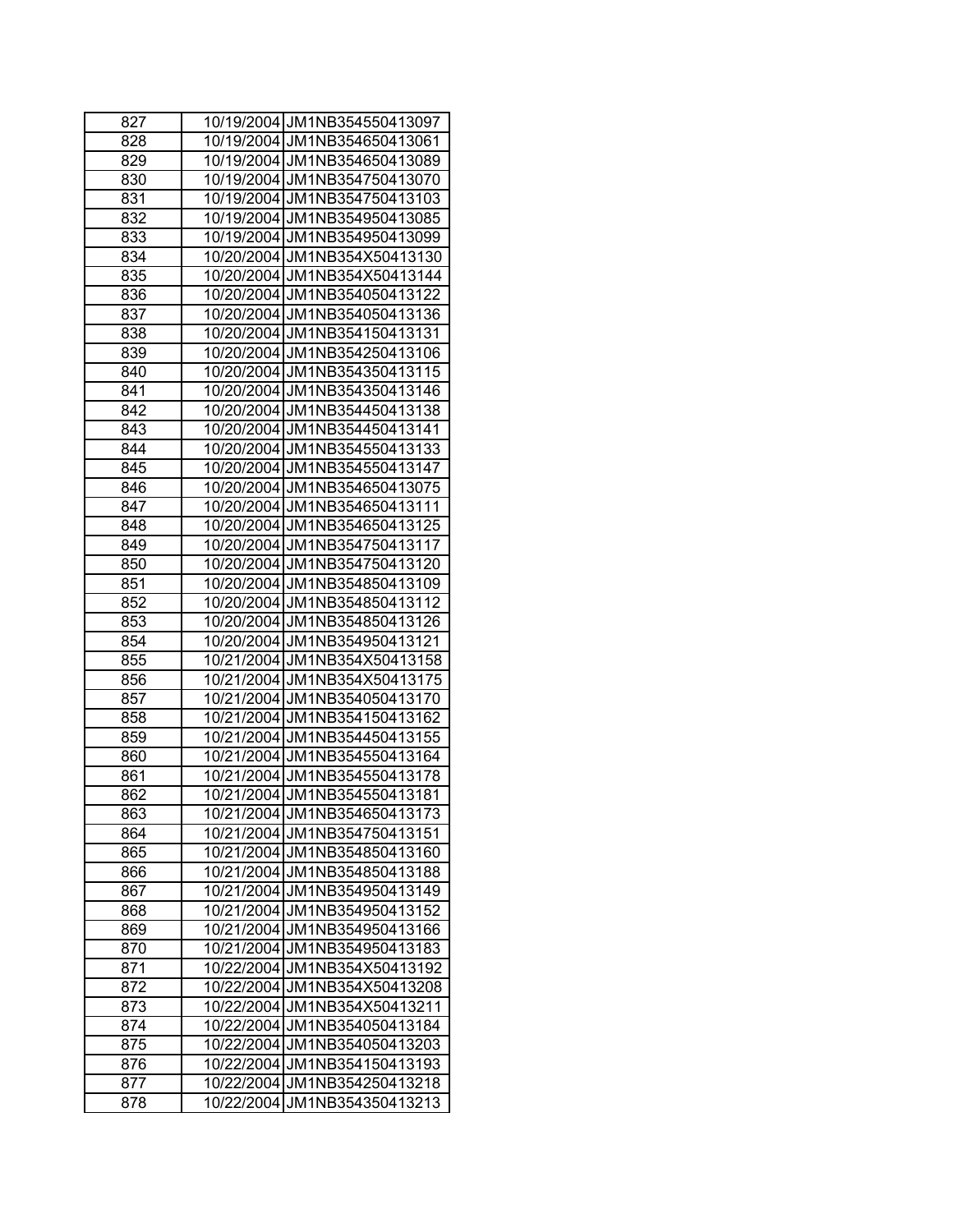| 827 | 10/19/2004 | JM1NB354550413097 |
|---|---|---|
| 828 | 10/19/2004 | JM1NB354650413061 |
| 829 | 10/19/2004 | JM1NB354650413089 |
| 830 | 10/19/2004 | JM1NB354750413070 |
| 831 | 10/19/2004 | JM1NB354750413103 |
| 832 | 10/19/2004 | JM1NB354950413085 |
| 833 | 10/19/2004 | JM1NB354950413099 |
| 834 | 10/20/2004 | JM1NB354X50413130 |
| 835 | 10/20/2004 | JM1NB354X50413144 |
| 836 | 10/20/2004 | JM1NB354050413122 |
| 837 | 10/20/2004 | JM1NB354050413136 |
| 838 | 10/20/2004 | JM1NB354150413131 |
| 839 | 10/20/2004 | JM1NB354250413106 |
| 840 | 10/20/2004 | JM1NB354350413115 |
| 841 | 10/20/2004 | JM1NB354350413146 |
| 842 | 10/20/2004 | JM1NB354450413138 |
| 843 | 10/20/2004 | JM1NB354450413141 |
| 844 | 10/20/2004 | JM1NB354550413133 |
| 845 | 10/20/2004 | JM1NB354550413147 |
| 846 | 10/20/2004 | JM1NB354650413075 |
| 847 | 10/20/2004 | JM1NB354650413111 |
| 848 | 10/20/2004 | JM1NB354650413125 |
| 849 | 10/20/2004 | JM1NB354750413117 |
| 850 | 10/20/2004 | JM1NB354750413120 |
| 851 | 10/20/2004 | JM1NB354850413109 |
| 852 | 10/20/2004 | JM1NB354850413112 |
| 853 | 10/20/2004 | JM1NB354850413126 |
| 854 | 10/20/2004 | JM1NB354950413121 |
| 855 | 10/21/2004 | JM1NB354X50413158 |
| 856 | 10/21/2004 | JM1NB354X50413175 |
| 857 | 10/21/2004 | JM1NB354050413170 |
| 858 | 10/21/2004 | JM1NB354150413162 |
| 859 | 10/21/2004 | JM1NB354450413155 |
| 860 | 10/21/2004 | JM1NB354550413164 |
| 861 | 10/21/2004 | JM1NB354550413178 |
| 862 | 10/21/2004 | JM1NB354550413181 |
| 863 | 10/21/2004 | JM1NB354650413173 |
| 864 | 10/21/2004 | JM1NB354750413151 |
| 865 | 10/21/2004 | JM1NB354850413160 |
| 866 | 10/21/2004 | JM1NB354850413188 |
| 867 | 10/21/2004 | JM1NB354950413149 |
| 868 | 10/21/2004 | JM1NB354950413152 |
| 869 | 10/21/2004 | JM1NB354950413166 |
| 870 | 10/21/2004 | JM1NB354950413183 |
| 871 | 10/22/2004 | JM1NB354X50413192 |
| 872 | 10/22/2004 | JM1NB354X50413208 |
| 873 | 10/22/2004 | JM1NB354X50413211 |
| 874 | 10/22/2004 | JM1NB354050413184 |
| 875 | 10/22/2004 | JM1NB354050413203 |
| 876 | 10/22/2004 | JM1NB354150413193 |
| 877 | 10/22/2004 | JM1NB354250413218 |
| 878 | 10/22/2004 | JM1NB354350413213 |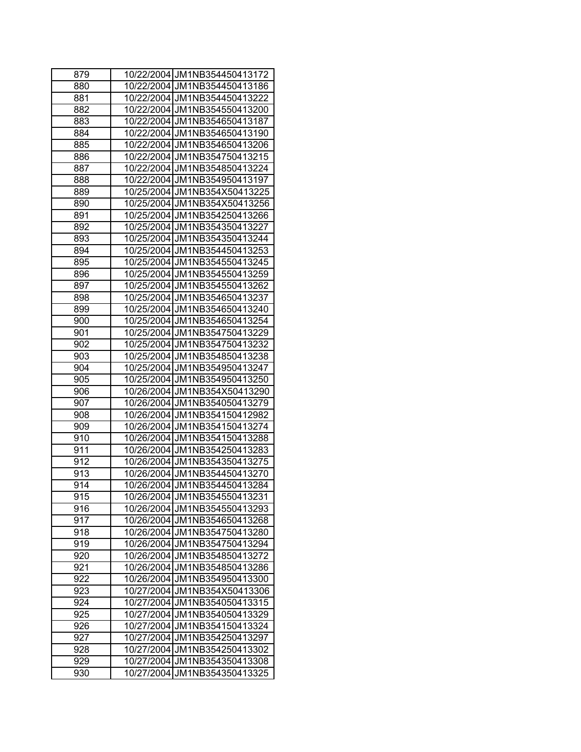| 879 | 10/22/2004 | JM1NB354450413172 |
|---|---|---|
| 880 | 10/22/2004 | JM1NB354450413186 |
| 881 | 10/22/2004 | JM1NB354450413222 |
| 882 | 10/22/2004 | JM1NB354550413200 |
| 883 | 10/22/2004 | JM1NB354650413187 |
| 884 | 10/22/2004 | JM1NB354650413190 |
| 885 | 10/22/2004 | JM1NB354650413206 |
| 886 | 10/22/2004 | JM1NB354750413215 |
| 887 | 10/22/2004 | JM1NB354850413224 |
| 888 | 10/22/2004 | JM1NB354950413197 |
| 889 | 10/25/2004 | JM1NB354X50413225 |
| 890 | 10/25/2004 | JM1NB354X50413256 |
| 891 | 10/25/2004 | JM1NB354250413266 |
| 892 | 10/25/2004 | JM1NB354350413227 |
| 893 | 10/25/2004 | JM1NB354350413244 |
| 894 | 10/25/2004 | JM1NB354450413253 |
| 895 | 10/25/2004 | JM1NB354550413245 |
| 896 | 10/25/2004 | JM1NB354550413259 |
| 897 | 10/25/2004 | JM1NB354550413262 |
| 898 | 10/25/2004 | JM1NB354650413237 |
| 899 | 10/25/2004 | JM1NB354650413240 |
| 900 | 10/25/2004 | JM1NB354650413254 |
| 901 | 10/25/2004 | JM1NB354750413229 |
| 902 | 10/25/2004 | JM1NB354750413232 |
| 903 | 10/25/2004 | JM1NB354850413238 |
| 904 | 10/25/2004 | JM1NB354950413247 |
| 905 | 10/25/2004 | JM1NB354950413250 |
| 906 | 10/26/2004 | JM1NB354X50413290 |
| 907 | 10/26/2004 | JM1NB354050413279 |
| 908 | 10/26/2004 | JM1NB354150412982 |
| 909 | 10/26/2004 | JM1NB354150413274 |
| 910 | 10/26/2004 | JM1NB354150413288 |
| 911 | 10/26/2004 | JM1NB354250413283 |
| 912 | 10/26/2004 | JM1NB354350413275 |
| 913 | 10/26/2004 | JM1NB354450413270 |
| 914 | 10/26/2004 | JM1NB354450413284 |
| 915 | 10/26/2004 | JM1NB354550413231 |
| 916 | 10/26/2004 | JM1NB354550413293 |
| 917 | 10/26/2004 | JM1NB354650413268 |
| 918 | 10/26/2004 | JM1NB354750413280 |
| 919 | 10/26/2004 | JM1NB354750413294 |
| 920 | 10/26/2004 | JM1NB354850413272 |
| 921 | 10/26/2004 | JM1NB354850413286 |
| 922 | 10/26/2004 | JM1NB354950413300 |
| 923 | 10/27/2004 | JM1NB354X50413306 |
| 924 | 10/27/2004 | JM1NB354050413315 |
| 925 | 10/27/2004 | JM1NB354050413329 |
| 926 | 10/27/2004 | JM1NB354150413324 |
| 927 | 10/27/2004 | JM1NB354250413297 |
| 928 | 10/27/2004 | JM1NB354250413302 |
| 929 | 10/27/2004 | JM1NB354350413308 |
| 930 | 10/27/2004 | JM1NB354350413325 |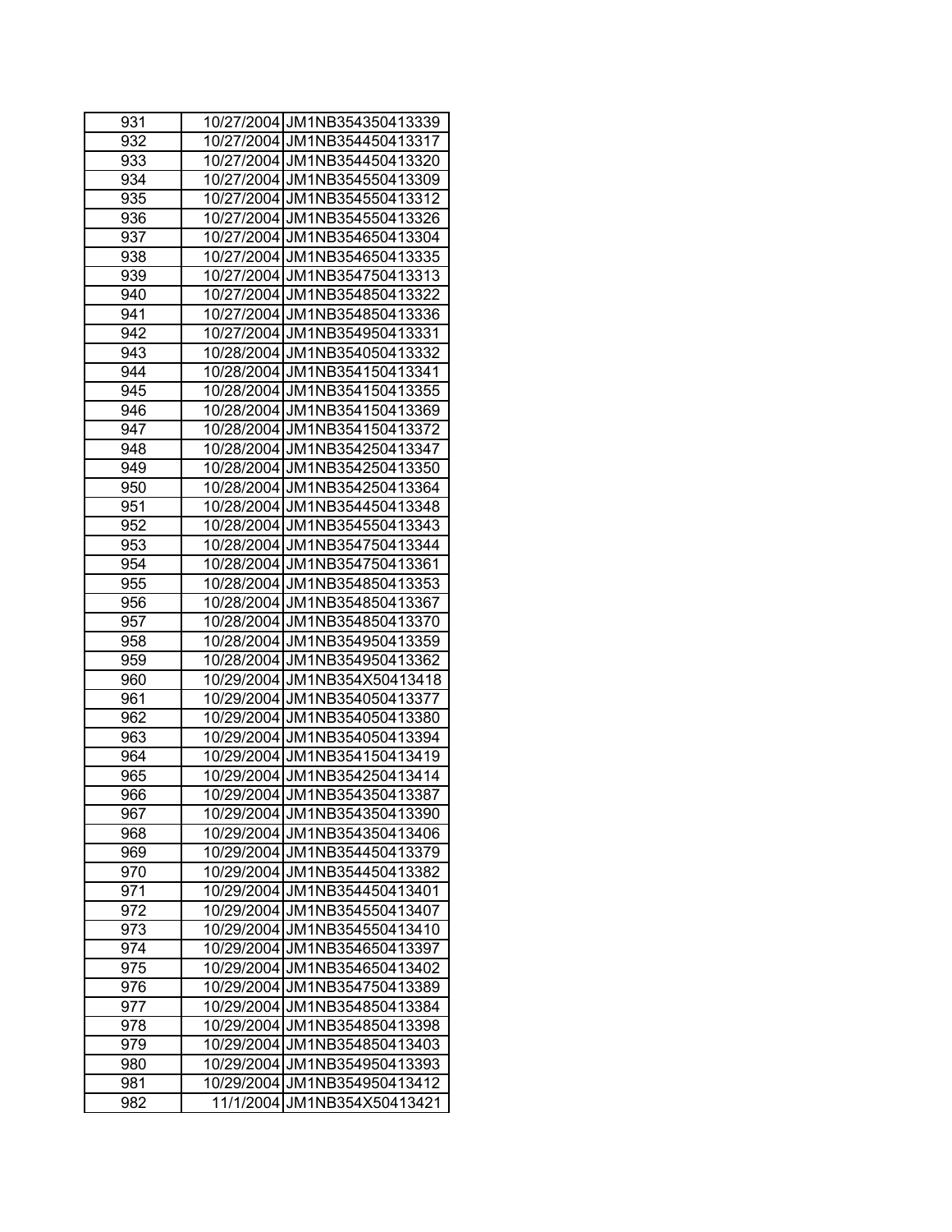| 931 | 10/27/2004 | JM1NB354350413339 |
|---|---|---|
| 932 | 10/27/2004 | JM1NB354450413317 |
| 933 | 10/27/2004 | JM1NB354450413320 |
| 934 | 10/27/2004 | JM1NB354550413309 |
| 935 | 10/27/2004 | JM1NB354550413312 |
| 936 | 10/27/2004 | JM1NB354550413326 |
| 937 | 10/27/2004 | JM1NB354650413304 |
| 938 | 10/27/2004 | JM1NB354650413335 |
| 939 | 10/27/2004 | JM1NB354750413313 |
| 940 | 10/27/2004 | JM1NB354850413322 |
| 941 | 10/27/2004 | JM1NB354850413336 |
| 942 | 10/27/2004 | JM1NB354950413331 |
| 943 | 10/28/2004 | JM1NB354050413332 |
| 944 | 10/28/2004 | JM1NB354150413341 |
| 945 | 10/28/2004 | JM1NB354150413355 |
| 946 | 10/28/2004 | JM1NB354150413369 |
| 947 | 10/28/2004 | JM1NB354150413372 |
| 948 | 10/28/2004 | JM1NB354250413347 |
| 949 | 10/28/2004 | JM1NB354250413350 |
| 950 | 10/28/2004 | JM1NB354250413364 |
| 951 | 10/28/2004 | JM1NB354450413348 |
| 952 | 10/28/2004 | JM1NB354550413343 |
| 953 | 10/28/2004 | JM1NB354750413344 |
| 954 | 10/28/2004 | JM1NB354750413361 |
| 955 | 10/28/2004 | JM1NB354850413353 |
| 956 | 10/28/2004 | JM1NB354850413367 |
| 957 | 10/28/2004 | JM1NB354850413370 |
| 958 | 10/28/2004 | JM1NB354950413359 |
| 959 | 10/28/2004 | JM1NB354950413362 |
| 960 | 10/29/2004 | JM1NB354X50413418 |
| 961 | 10/29/2004 | JM1NB354050413377 |
| 962 | 10/29/2004 | JM1NB354050413380 |
| 963 | 10/29/2004 | JM1NB354050413394 |
| 964 | 10/29/2004 | JM1NB354150413419 |
| 965 | 10/29/2004 | JM1NB354250413414 |
| 966 | 10/29/2004 | JM1NB354350413387 |
| 967 | 10/29/2004 | JM1NB354350413390 |
| 968 | 10/29/2004 | JM1NB354350413406 |
| 969 | 10/29/2004 | JM1NB354450413379 |
| 970 | 10/29/2004 | JM1NB354450413382 |
| 971 | 10/29/2004 | JM1NB354450413401 |
| 972 | 10/29/2004 | JM1NB354550413407 |
| 973 | 10/29/2004 | JM1NB354550413410 |
| 974 | 10/29/2004 | JM1NB354650413397 |
| 975 | 10/29/2004 | JM1NB354650413402 |
| 976 | 10/29/2004 | JM1NB354750413389 |
| 977 | 10/29/2004 | JM1NB354850413384 |
| 978 | 10/29/2004 | JM1NB354850413398 |
| 979 | 10/29/2004 | JM1NB354850413403 |
| 980 | 10/29/2004 | JM1NB354950413393 |
| 981 | 10/29/2004 | JM1NB354950413412 |
| 982 | 11/1/2004 | JM1NB354X50413421 |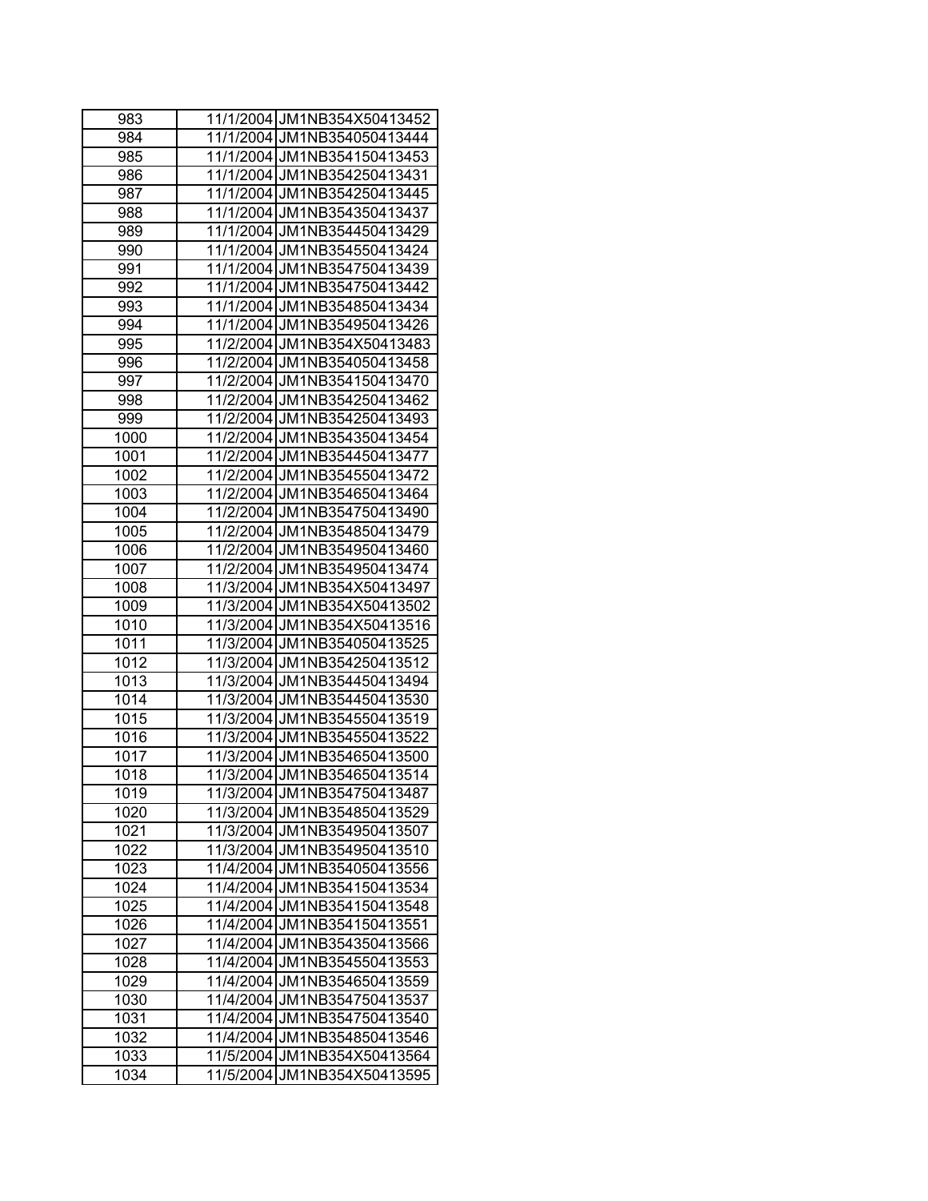| 983 | 11/1/2004 | JM1NB354X50413452 |
|---|---|---|
| 984 | 11/1/2004 | JM1NB354050413444 |
| 985 | 11/1/2004 | JM1NB354150413453 |
| 986 | 11/1/2004 | JM1NB354250413431 |
| 987 | 11/1/2004 | JM1NB354250413445 |
| 988 | 11/1/2004 | JM1NB354350413437 |
| 989 | 11/1/2004 | JM1NB354450413429 |
| 990 | 11/1/2004 | JM1NB354550413424 |
| 991 | 11/1/2004 | JM1NB354750413439 |
| 992 | 11/1/2004 | JM1NB354750413442 |
| 993 | 11/1/2004 | JM1NB354850413434 |
| 994 | 11/1/2004 | JM1NB354950413426 |
| 995 | 11/2/2004 | JM1NB354X50413483 |
| 996 | 11/2/2004 | JM1NB354050413458 |
| 997 | 11/2/2004 | JM1NB354150413470 |
| 998 | 11/2/2004 | JM1NB354250413462 |
| 999 | 11/2/2004 | JM1NB354250413493 |
| 1000 | 11/2/2004 | JM1NB354350413454 |
| 1001 | 11/2/2004 | JM1NB354450413477 |
| 1002 | 11/2/2004 | JM1NB354550413472 |
| 1003 | 11/2/2004 | JM1NB354650413464 |
| 1004 | 11/2/2004 | JM1NB354750413490 |
| 1005 | 11/2/2004 | JM1NB354850413479 |
| 1006 | 11/2/2004 | JM1NB354950413460 |
| 1007 | 11/2/2004 | JM1NB354950413474 |
| 1008 | 11/3/2004 | JM1NB354X50413497 |
| 1009 | 11/3/2004 | JM1NB354X50413502 |
| 1010 | 11/3/2004 | JM1NB354X50413516 |
| 1011 | 11/3/2004 | JM1NB354050413525 |
| 1012 | 11/3/2004 | JM1NB354250413512 |
| 1013 | 11/3/2004 | JM1NB354450413494 |
| 1014 | 11/3/2004 | JM1NB354450413530 |
| 1015 | 11/3/2004 | JM1NB354550413519 |
| 1016 | 11/3/2004 | JM1NB354550413522 |
| 1017 | 11/3/2004 | JM1NB354650413500 |
| 1018 | 11/3/2004 | JM1NB354650413514 |
| 1019 | 11/3/2004 | JM1NB354750413487 |
| 1020 | 11/3/2004 | JM1NB354850413529 |
| 1021 | 11/3/2004 | JM1NB354950413507 |
| 1022 | 11/3/2004 | JM1NB354950413510 |
| 1023 | 11/4/2004 | JM1NB354050413556 |
| 1024 | 11/4/2004 | JM1NB354150413534 |
| 1025 | 11/4/2004 | JM1NB354150413548 |
| 1026 | 11/4/2004 | JM1NB354150413551 |
| 1027 | 11/4/2004 | JM1NB354350413566 |
| 1028 | 11/4/2004 | JM1NB354550413553 |
| 1029 | 11/4/2004 | JM1NB354650413559 |
| 1030 | 11/4/2004 | JM1NB354750413537 |
| 1031 | 11/4/2004 | JM1NB354750413540 |
| 1032 | 11/4/2004 | JM1NB354850413546 |
| 1033 | 11/5/2004 | JM1NB354X50413564 |
| 1034 | 11/5/2004 | JM1NB354X50413595 |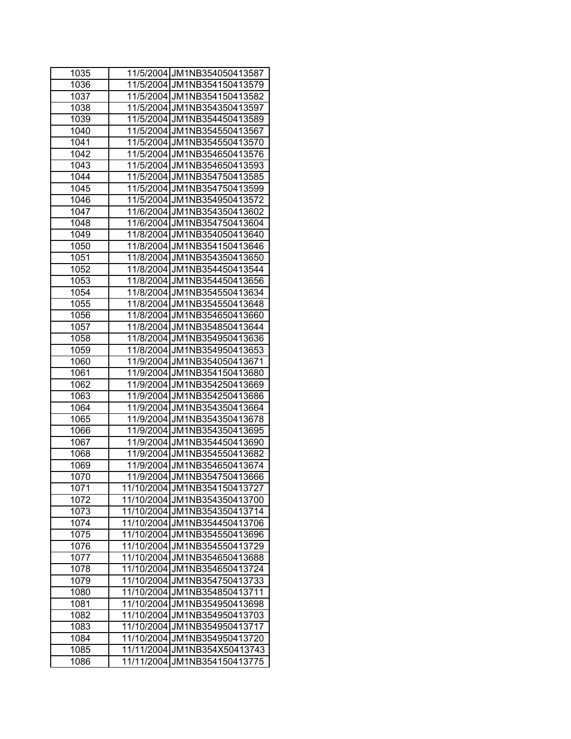| 1035 | 11/5/2004 | JM1NB354050413587 |
|---|---|---|
| 1036 | 11/5/2004 | JM1NB354150413579 |
| 1037 | 11/5/2004 | JM1NB354150413582 |
| 1038 | 11/5/2004 | JM1NB354350413597 |
| 1039 | 11/5/2004 | JM1NB354450413589 |
| 1040 | 11/5/2004 | JM1NB354550413567 |
| 1041 | 11/5/2004 | JM1NB354550413570 |
| 1042 | 11/5/2004 | JM1NB354650413576 |
| 1043 | 11/5/2004 | JM1NB354650413593 |
| 1044 | 11/5/2004 | JM1NB354750413585 |
| 1045 | 11/5/2004 | JM1NB354750413599 |
| 1046 | 11/5/2004 | JM1NB354950413572 |
| 1047 | 11/6/2004 | JM1NB354350413602 |
| 1048 | 11/6/2004 | JM1NB354750413604 |
| 1049 | 11/8/2004 | JM1NB354050413640 |
| 1050 | 11/8/2004 | JM1NB354150413646 |
| 1051 | 11/8/2004 | JM1NB354350413650 |
| 1052 | 11/8/2004 | JM1NB354450413544 |
| 1053 | 11/8/2004 | JM1NB354450413656 |
| 1054 | 11/8/2004 | JM1NB354550413634 |
| 1055 | 11/8/2004 | JM1NB354550413648 |
| 1056 | 11/8/2004 | JM1NB354650413660 |
| 1057 | 11/8/2004 | JM1NB354850413644 |
| 1058 | 11/8/2004 | JM1NB354950413636 |
| 1059 | 11/8/2004 | JM1NB354950413653 |
| 1060 | 11/9/2004 | JM1NB354050413671 |
| 1061 | 11/9/2004 | JM1NB354150413680 |
| 1062 | 11/9/2004 | JM1NB354250413669 |
| 1063 | 11/9/2004 | JM1NB354250413686 |
| 1064 | 11/9/2004 | JM1NB354350413664 |
| 1065 | 11/9/2004 | JM1NB354350413678 |
| 1066 | 11/9/2004 | JM1NB354350413695 |
| 1067 | 11/9/2004 | JM1NB354450413690 |
| 1068 | 11/9/2004 | JM1NB354550413682 |
| 1069 | 11/9/2004 | JM1NB354650413674 |
| 1070 | 11/9/2004 | JM1NB354750413666 |
| 1071 | 11/10/2004 | JM1NB354150413727 |
| 1072 | 11/10/2004 | JM1NB354350413700 |
| 1073 | 11/10/2004 | JM1NB354350413714 |
| 1074 | 11/10/2004 | JM1NB354450413706 |
| 1075 | 11/10/2004 | JM1NB354550413696 |
| 1076 | 11/10/2004 | JM1NB354550413729 |
| 1077 | 11/10/2004 | JM1NB354650413688 |
| 1078 | 11/10/2004 | JM1NB354650413724 |
| 1079 | 11/10/2004 | JM1NB354750413733 |
| 1080 | 11/10/2004 | JM1NB354850413711 |
| 1081 | 11/10/2004 | JM1NB354950413698 |
| 1082 | 11/10/2004 | JM1NB354950413703 |
| 1083 | 11/10/2004 | JM1NB354950413717 |
| 1084 | 11/10/2004 | JM1NB354950413720 |
| 1085 | 11/11/2004 | JM1NB354X50413743 |
| 1086 | 11/11/2004 | JM1NB354150413775 |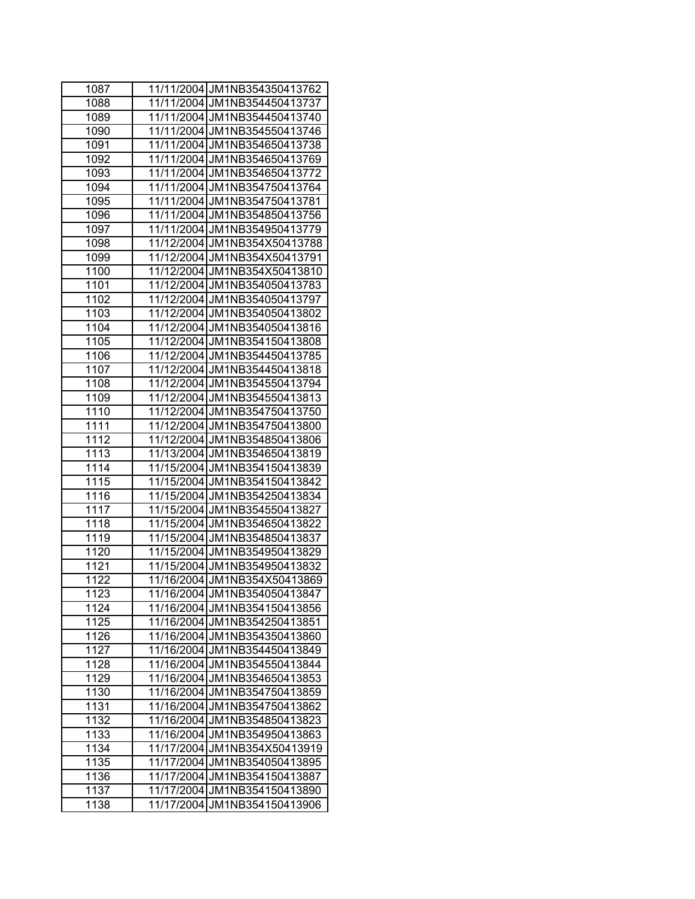| 1087 | 11/11/2004 | JM1NB354350413762 |
|---|---|---|
| 1088 | 11/11/2004 | JM1NB354450413737 |
| 1089 | 11/11/2004 | JM1NB354450413740 |
| 1090 | 11/11/2004 | JM1NB354550413746 |
| 1091 | 11/11/2004 | JM1NB354650413738 |
| 1092 | 11/11/2004 | JM1NB354650413769 |
| 1093 | 11/11/2004 | JM1NB354650413772 |
| 1094 | 11/11/2004 | JM1NB354750413764 |
| 1095 | 11/11/2004 | JM1NB354750413781 |
| 1096 | 11/11/2004 | JM1NB354850413756 |
| 1097 | 11/11/2004 | JM1NB354950413779 |
| 1098 | 11/12/2004 | JM1NB354X50413788 |
| 1099 | 11/12/2004 | JM1NB354X50413791 |
| 1100 | 11/12/2004 | JM1NB354X50413810 |
| 1101 | 11/12/2004 | JM1NB354050413783 |
| 1102 | 11/12/2004 | JM1NB354050413797 |
| 1103 | 11/12/2004 | JM1NB354050413802 |
| 1104 | 11/12/2004 | JM1NB354050413816 |
| 1105 | 11/12/2004 | JM1NB354150413808 |
| 1106 | 11/12/2004 | JM1NB354450413785 |
| 1107 | 11/12/2004 | JM1NB354450413818 |
| 1108 | 11/12/2004 | JM1NB354550413794 |
| 1109 | 11/12/2004 | JM1NB354550413813 |
| 1110 | 11/12/2004 | JM1NB354750413750 |
| 1111 | 11/12/2004 | JM1NB354750413800 |
| 1112 | 11/12/2004 | JM1NB354850413806 |
| 1113 | 11/13/2004 | JM1NB354650413819 |
| 1114 | 11/15/2004 | JM1NB354150413839 |
| 1115 | 11/15/2004 | JM1NB354150413842 |
| 1116 | 11/15/2004 | JM1NB354250413834 |
| 1117 | 11/15/2004 | JM1NB354550413827 |
| 1118 | 11/15/2004 | JM1NB354650413822 |
| 1119 | 11/15/2004 | JM1NB354850413837 |
| 1120 | 11/15/2004 | JM1NB354950413829 |
| 1121 | 11/15/2004 | JM1NB354950413832 |
| 1122 | 11/16/2004 | JM1NB354X50413869 |
| 1123 | 11/16/2004 | JM1NB354050413847 |
| 1124 | 11/16/2004 | JM1NB354150413856 |
| 1125 | 11/16/2004 | JM1NB354250413851 |
| 1126 | 11/16/2004 | JM1NB354350413860 |
| 1127 | 11/16/2004 | JM1NB354450413849 |
| 1128 | 11/16/2004 | JM1NB354550413844 |
| 1129 | 11/16/2004 | JM1NB354650413853 |
| 1130 | 11/16/2004 | JM1NB354750413859 |
| 1131 | 11/16/2004 | JM1NB354750413862 |
| 1132 | 11/16/2004 | JM1NB354850413823 |
| 1133 | 11/16/2004 | JM1NB354950413863 |
| 1134 | 11/17/2004 | JM1NB354X50413919 |
| 1135 | 11/17/2004 | JM1NB354050413895 |
| 1136 | 11/17/2004 | JM1NB354150413887 |
| 1137 | 11/17/2004 | JM1NB354150413890 |
| 1138 | 11/17/2004 | JM1NB354150413906 |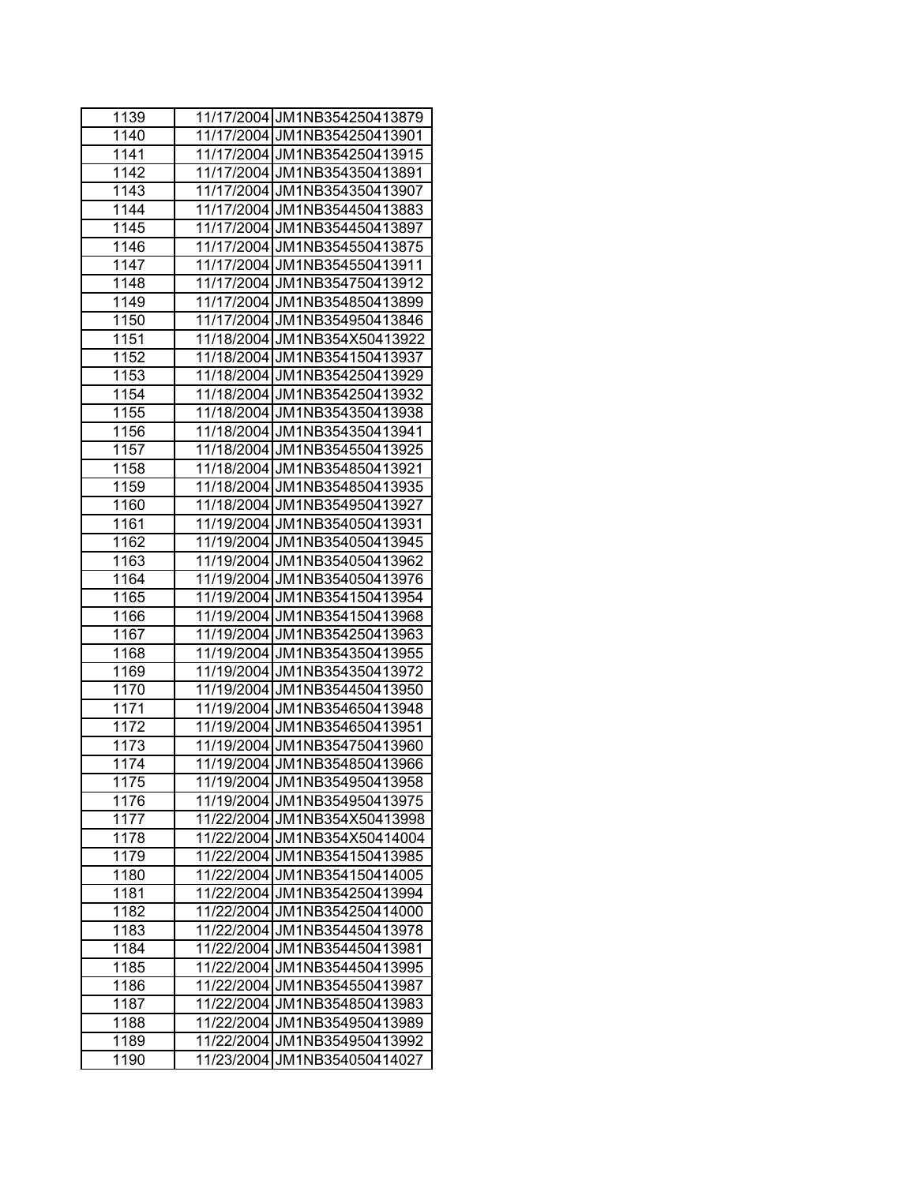| | | |
|---|---|---|
| 1139 | 11/17/2004 | JM1NB354250413879 |
| 1140 | 11/17/2004 | JM1NB354250413901 |
| 1141 | 11/17/2004 | JM1NB354250413915 |
| 1142 | 11/17/2004 | JM1NB354350413891 |
| 1143 | 11/17/2004 | JM1NB354350413907 |
| 1144 | 11/17/2004 | JM1NB354450413883 |
| 1145 | 11/17/2004 | JM1NB354450413897 |
| 1146 | 11/17/2004 | JM1NB354550413875 |
| 1147 | 11/17/2004 | JM1NB354550413911 |
| 1148 | 11/17/2004 | JM1NB354750413912 |
| 1149 | 11/17/2004 | JM1NB354850413899 |
| 1150 | 11/17/2004 | JM1NB354950413846 |
| 1151 | 11/18/2004 | JM1NB354X50413922 |
| 1152 | 11/18/2004 | JM1NB354150413937 |
| 1153 | 11/18/2004 | JM1NB354250413929 |
| 1154 | 11/18/2004 | JM1NB354250413932 |
| 1155 | 11/18/2004 | JM1NB354350413938 |
| 1156 | 11/18/2004 | JM1NB354350413941 |
| 1157 | 11/18/2004 | JM1NB354550413925 |
| 1158 | 11/18/2004 | JM1NB354850413921 |
| 1159 | 11/18/2004 | JM1NB354850413935 |
| 1160 | 11/18/2004 | JM1NB354950413927 |
| 1161 | 11/19/2004 | JM1NB354050413931 |
| 1162 | 11/19/2004 | JM1NB354050413945 |
| 1163 | 11/19/2004 | JM1NB354050413962 |
| 1164 | 11/19/2004 | JM1NB354050413976 |
| 1165 | 11/19/2004 | JM1NB354150413954 |
| 1166 | 11/19/2004 | JM1NB354150413968 |
| 1167 | 11/19/2004 | JM1NB354250413963 |
| 1168 | 11/19/2004 | JM1NB354350413955 |
| 1169 | 11/19/2004 | JM1NB354350413972 |
| 1170 | 11/19/2004 | JM1NB354450413950 |
| 1171 | 11/19/2004 | JM1NB354650413948 |
| 1172 | 11/19/2004 | JM1NB354650413951 |
| 1173 | 11/19/2004 | JM1NB354750413960 |
| 1174 | 11/19/2004 | JM1NB354850413966 |
| 1175 | 11/19/2004 | JM1NB354950413958 |
| 1176 | 11/19/2004 | JM1NB354950413975 |
| 1177 | 11/22/2004 | JM1NB354X50413998 |
| 1178 | 11/22/2004 | JM1NB354X50414004 |
| 1179 | 11/22/2004 | JM1NB354150413985 |
| 1180 | 11/22/2004 | JM1NB354150414005 |
| 1181 | 11/22/2004 | JM1NB354250413994 |
| 1182 | 11/22/2004 | JM1NB354250414000 |
| 1183 | 11/22/2004 | JM1NB354450413978 |
| 1184 | 11/22/2004 | JM1NB354450413981 |
| 1185 | 11/22/2004 | JM1NB354450413995 |
| 1186 | 11/22/2004 | JM1NB354550413987 |
| 1187 | 11/22/2004 | JM1NB354850413983 |
| 1188 | 11/22/2004 | JM1NB354950413989 |
| 1189 | 11/22/2004 | JM1NB354950413992 |
| 1190 | 11/23/2004 | JM1NB354050414027 |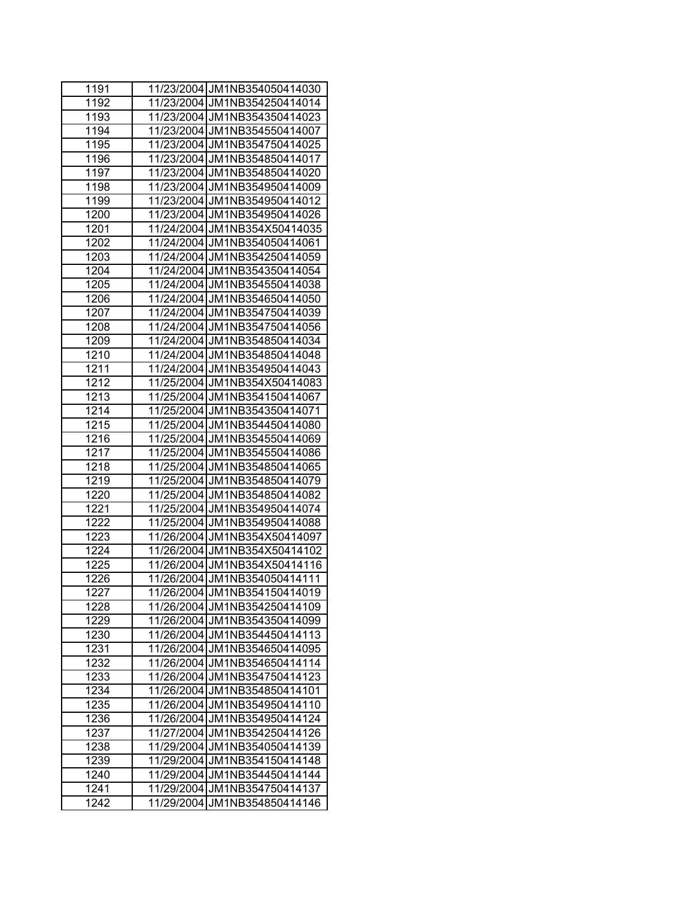| 1191 | 11/23/2004 | JM1NB354050414030 |
|---|---|---|
| 1192 | 11/23/2004 | JM1NB354250414014 |
| 1193 | 11/23/2004 | JM1NB354350414023 |
| 1194 | 11/23/2004 | JM1NB354550414007 |
| 1195 | 11/23/2004 | JM1NB354750414025 |
| 1196 | 11/23/2004 | JM1NB354850414017 |
| 1197 | 11/23/2004 | JM1NB354850414020 |
| 1198 | 11/23/2004 | JM1NB354950414009 |
| 1199 | 11/23/2004 | JM1NB354950414012 |
| 1200 | 11/23/2004 | JM1NB354950414026 |
| 1201 | 11/24/2004 | JM1NB354X50414035 |
| 1202 | 11/24/2004 | JM1NB354050414061 |
| 1203 | 11/24/2004 | JM1NB354250414059 |
| 1204 | 11/24/2004 | JM1NB354350414054 |
| 1205 | 11/24/2004 | JM1NB354550414038 |
| 1206 | 11/24/2004 | JM1NB354650414050 |
| 1207 | 11/24/2004 | JM1NB354750414039 |
| 1208 | 11/24/2004 | JM1NB354750414056 |
| 1209 | 11/24/2004 | JM1NB354850414034 |
| 1210 | 11/24/2004 | JM1NB354850414048 |
| 1211 | 11/24/2004 | JM1NB354950414043 |
| 1212 | 11/25/2004 | JM1NB354X50414083 |
| 1213 | 11/25/2004 | JM1NB354150414067 |
| 1214 | 11/25/2004 | JM1NB354350414071 |
| 1215 | 11/25/2004 | JM1NB354450414080 |
| 1216 | 11/25/2004 | JM1NB354550414069 |
| 1217 | 11/25/2004 | JM1NB354550414086 |
| 1218 | 11/25/2004 | JM1NB354850414065 |
| 1219 | 11/25/2004 | JM1NB354850414079 |
| 1220 | 11/25/2004 | JM1NB354850414082 |
| 1221 | 11/25/2004 | JM1NB354950414074 |
| 1222 | 11/25/2004 | JM1NB354950414088 |
| 1223 | 11/26/2004 | JM1NB354X50414097 |
| 1224 | 11/26/2004 | JM1NB354X50414102 |
| 1225 | 11/26/2004 | JM1NB354X50414116 |
| 1226 | 11/26/2004 | JM1NB354050414111 |
| 1227 | 11/26/2004 | JM1NB354150414019 |
| 1228 | 11/26/2004 | JM1NB354250414109 |
| 1229 | 11/26/2004 | JM1NB354350414099 |
| 1230 | 11/26/2004 | JM1NB354450414113 |
| 1231 | 11/26/2004 | JM1NB354650414095 |
| 1232 | 11/26/2004 | JM1NB354650414114 |
| 1233 | 11/26/2004 | JM1NB354750414123 |
| 1234 | 11/26/2004 | JM1NB354850414101 |
| 1235 | 11/26/2004 | JM1NB354950414110 |
| 1236 | 11/26/2004 | JM1NB354950414124 |
| 1237 | 11/27/2004 | JM1NB354250414126 |
| 1238 | 11/29/2004 | JM1NB354050414139 |
| 1239 | 11/29/2004 | JM1NB354150414148 |
| 1240 | 11/29/2004 | JM1NB354450414144 |
| 1241 | 11/29/2004 | JM1NB354750414137 |
| 1242 | 11/29/2004 | JM1NB354850414146 |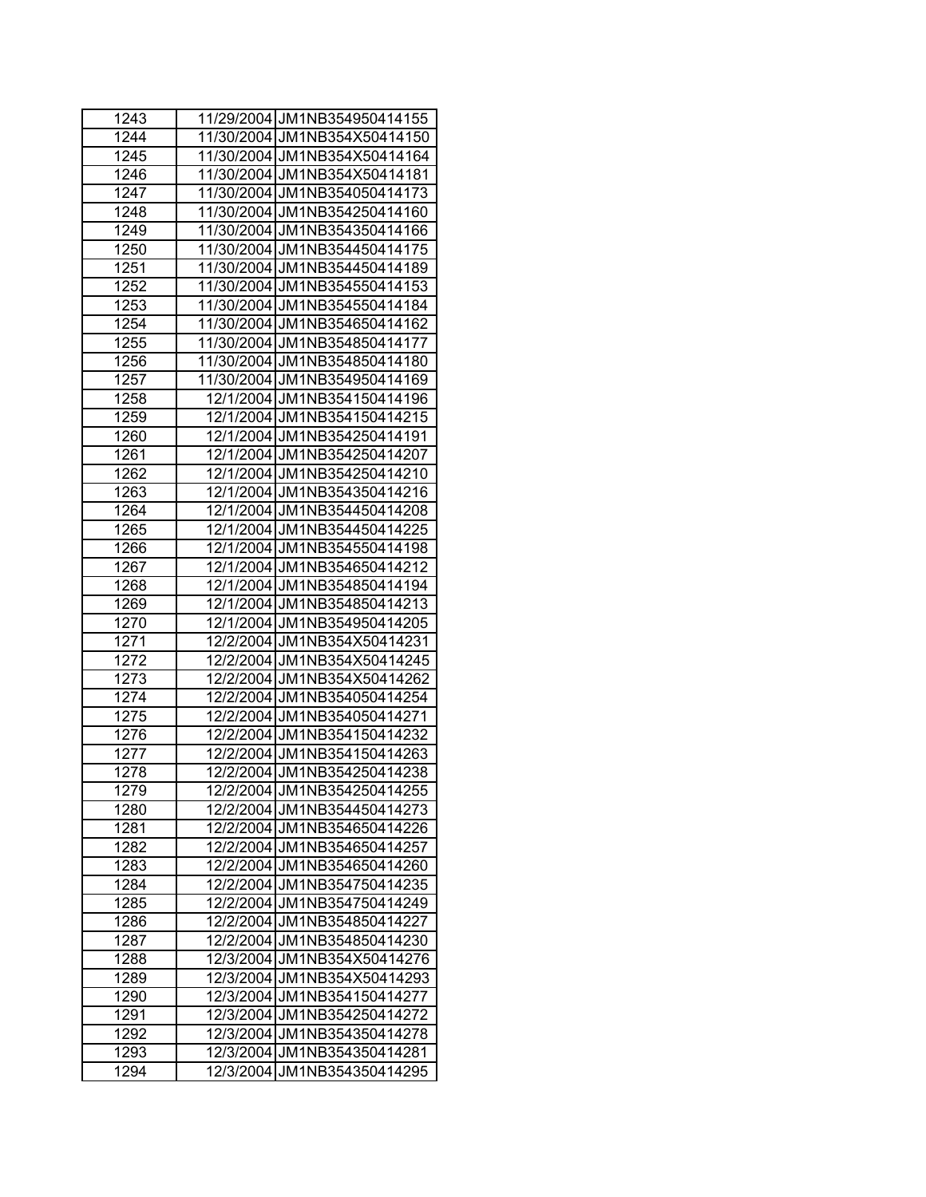| 1243 | 11/29/2004 | JM1NB354950414155 |
|---|---|---|
| 1244 | 11/30/2004 | JM1NB354X50414150 |
| 1245 | 11/30/2004 | JM1NB354X50414164 |
| 1246 | 11/30/2004 | JM1NB354X50414181 |
| 1247 | 11/30/2004 | JM1NB354050414173 |
| 1248 | 11/30/2004 | JM1NB354250414160 |
| 1249 | 11/30/2004 | JM1NB354350414166 |
| 1250 | 11/30/2004 | JM1NB354450414175 |
| 1251 | 11/30/2004 | JM1NB354450414189 |
| 1252 | 11/30/2004 | JM1NB354550414153 |
| 1253 | 11/30/2004 | JM1NB354550414184 |
| 1254 | 11/30/2004 | JM1NB354650414162 |
| 1255 | 11/30/2004 | JM1NB354850414177 |
| 1256 | 11/30/2004 | JM1NB354850414180 |
| 1257 | 11/30/2004 | JM1NB354950414169 |
| 1258 | 12/1/2004 | JM1NB354150414196 |
| 1259 | 12/1/2004 | JM1NB354150414215 |
| 1260 | 12/1/2004 | JM1NB354250414191 |
| 1261 | 12/1/2004 | JM1NB354250414207 |
| 1262 | 12/1/2004 | JM1NB354250414210 |
| 1263 | 12/1/2004 | JM1NB354350414216 |
| 1264 | 12/1/2004 | JM1NB354450414208 |
| 1265 | 12/1/2004 | JM1NB354450414225 |
| 1266 | 12/1/2004 | JM1NB354550414198 |
| 1267 | 12/1/2004 | JM1NB354650414212 |
| 1268 | 12/1/2004 | JM1NB354850414194 |
| 1269 | 12/1/2004 | JM1NB354850414213 |
| 1270 | 12/1/2004 | JM1NB354950414205 |
| 1271 | 12/2/2004 | JM1NB354X50414231 |
| 1272 | 12/2/2004 | JM1NB354X50414245 |
| 1273 | 12/2/2004 | JM1NB354X50414262 |
| 1274 | 12/2/2004 | JM1NB354050414254 |
| 1275 | 12/2/2004 | JM1NB354050414271 |
| 1276 | 12/2/2004 | JM1NB354150414232 |
| 1277 | 12/2/2004 | JM1NB354150414263 |
| 1278 | 12/2/2004 | JM1NB354250414238 |
| 1279 | 12/2/2004 | JM1NB354250414255 |
| 1280 | 12/2/2004 | JM1NB354450414273 |
| 1281 | 12/2/2004 | JM1NB354650414226 |
| 1282 | 12/2/2004 | JM1NB354650414257 |
| 1283 | 12/2/2004 | JM1NB354650414260 |
| 1284 | 12/2/2004 | JM1NB354750414235 |
| 1285 | 12/2/2004 | JM1NB354750414249 |
| 1286 | 12/2/2004 | JM1NB354850414227 |
| 1287 | 12/2/2004 | JM1NB354850414230 |
| 1288 | 12/3/2004 | JM1NB354X50414276 |
| 1289 | 12/3/2004 | JM1NB354X50414293 |
| 1290 | 12/3/2004 | JM1NB354150414277 |
| 1291 | 12/3/2004 | JM1NB354250414272 |
| 1292 | 12/3/2004 | JM1NB354350414278 |
| 1293 | 12/3/2004 | JM1NB354350414281 |
| 1294 | 12/3/2004 | JM1NB354350414295 |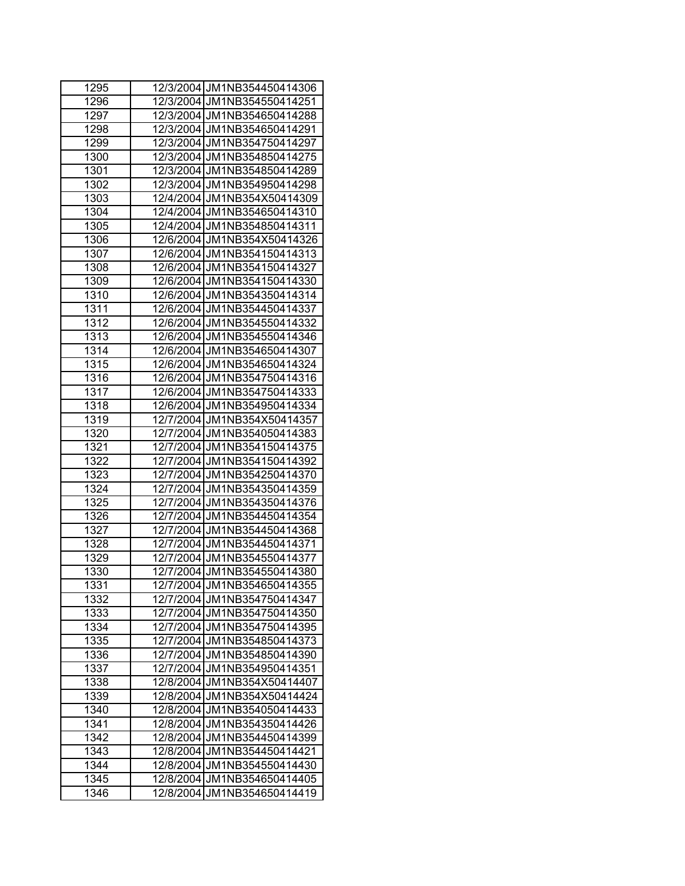| 1295 | 12/3/2004 | JM1NB354450414306 |
|---|---|---|
| 1296 | 12/3/2004 | JM1NB354550414251 |
| 1297 | 12/3/2004 | JM1NB354650414288 |
| 1298 | 12/3/2004 | JM1NB354650414291 |
| 1299 | 12/3/2004 | JM1NB354750414297 |
| 1300 | 12/3/2004 | JM1NB354850414275 |
| 1301 | 12/3/2004 | JM1NB354850414289 |
| 1302 | 12/3/2004 | JM1NB354950414298 |
| 1303 | 12/4/2004 | JM1NB354X50414309 |
| 1304 | 12/4/2004 | JM1NB354650414310 |
| 1305 | 12/4/2004 | JM1NB354850414311 |
| 1306 | 12/6/2004 | JM1NB354X50414326 |
| 1307 | 12/6/2004 | JM1NB354150414313 |
| 1308 | 12/6/2004 | JM1NB354150414327 |
| 1309 | 12/6/2004 | JM1NB354150414330 |
| 1310 | 12/6/2004 | JM1NB354350414314 |
| 1311 | 12/6/2004 | JM1NB354450414337 |
| 1312 | 12/6/2004 | JM1NB354550414332 |
| 1313 | 12/6/2004 | JM1NB354550414346 |
| 1314 | 12/6/2004 | JM1NB354650414307 |
| 1315 | 12/6/2004 | JM1NB354650414324 |
| 1316 | 12/6/2004 | JM1NB354750414316 |
| 1317 | 12/6/2004 | JM1NB354750414333 |
| 1318 | 12/6/2004 | JM1NB354950414334 |
| 1319 | 12/7/2004 | JM1NB354X50414357 |
| 1320 | 12/7/2004 | JM1NB354050414383 |
| 1321 | 12/7/2004 | JM1NB354150414375 |
| 1322 | 12/7/2004 | JM1NB354150414392 |
| 1323 | 12/7/2004 | JM1NB354250414370 |
| 1324 | 12/7/2004 | JM1NB354350414359 |
| 1325 | 12/7/2004 | JM1NB354350414376 |
| 1326 | 12/7/2004 | JM1NB354450414354 |
| 1327 | 12/7/2004 | JM1NB354450414368 |
| 1328 | 12/7/2004 | JM1NB354450414371 |
| 1329 | 12/7/2004 | JM1NB354550414377 |
| 1330 | 12/7/2004 | JM1NB354550414380 |
| 1331 | 12/7/2004 | JM1NB354650414355 |
| 1332 | 12/7/2004 | JM1NB354750414347 |
| 1333 | 12/7/2004 | JM1NB354750414350 |
| 1334 | 12/7/2004 | JM1NB354750414395 |
| 1335 | 12/7/2004 | JM1NB354850414373 |
| 1336 | 12/7/2004 | JM1NB354850414390 |
| 1337 | 12/7/2004 | JM1NB354950414351 |
| 1338 | 12/8/2004 | JM1NB354X50414407 |
| 1339 | 12/8/2004 | JM1NB354X50414424 |
| 1340 | 12/8/2004 | JM1NB354050414433 |
| 1341 | 12/8/2004 | JM1NB354350414426 |
| 1342 | 12/8/2004 | JM1NB354450414399 |
| 1343 | 12/8/2004 | JM1NB354450414421 |
| 1344 | 12/8/2004 | JM1NB354550414430 |
| 1345 | 12/8/2004 | JM1NB354650414405 |
| 1346 | 12/8/2004 | JM1NB354650414419 |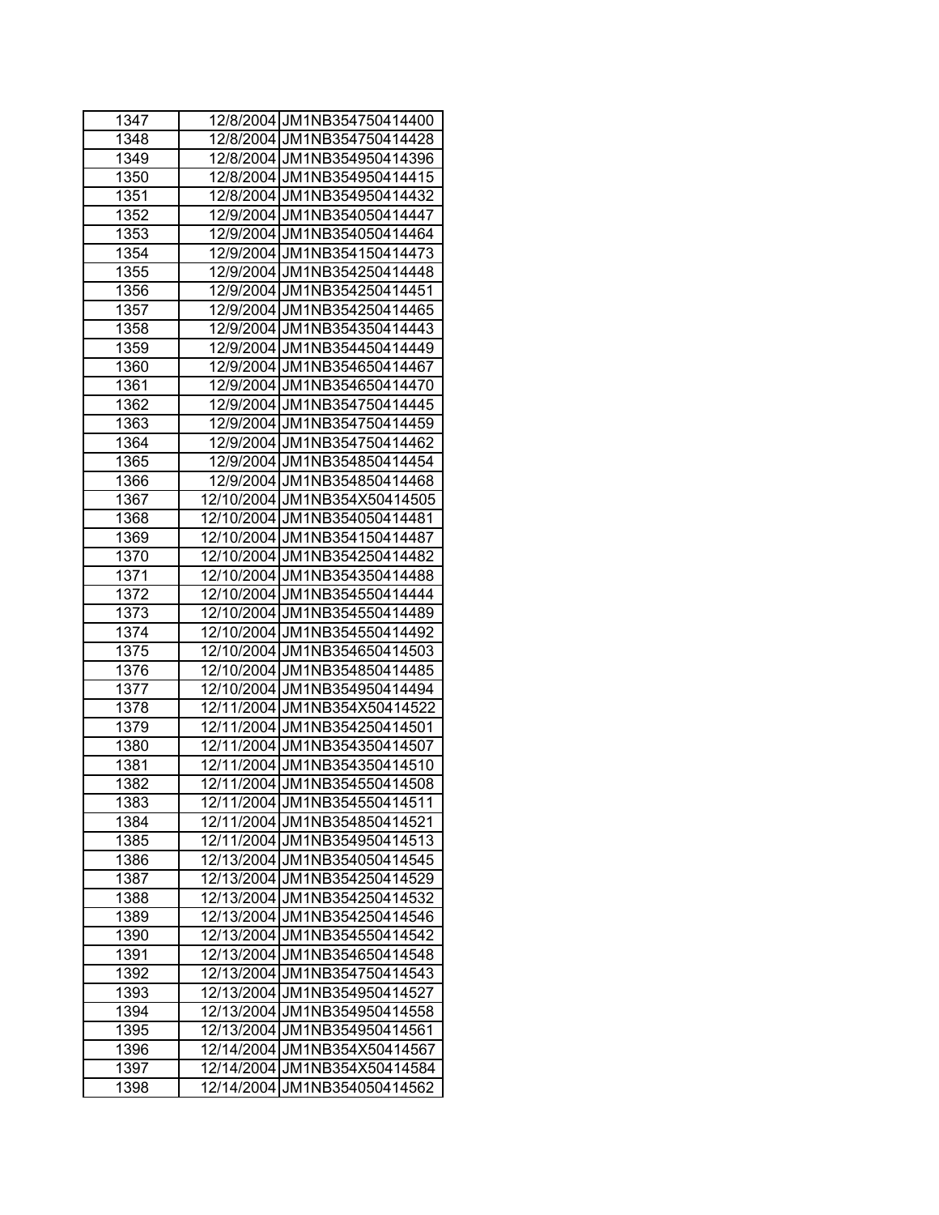| | | |
|---|---|---|
| 1347 | 12/8/2004 | JM1NB354750414400 |
| 1348 | 12/8/2004 | JM1NB354750414428 |
| 1349 | 12/8/2004 | JM1NB354950414396 |
| 1350 | 12/8/2004 | JM1NB354950414415 |
| 1351 | 12/8/2004 | JM1NB354950414432 |
| 1352 | 12/9/2004 | JM1NB354050414447 |
| 1353 | 12/9/2004 | JM1NB354050414464 |
| 1354 | 12/9/2004 | JM1NB354150414473 |
| 1355 | 12/9/2004 | JM1NB354250414448 |
| 1356 | 12/9/2004 | JM1NB354250414451 |
| 1357 | 12/9/2004 | JM1NB354250414465 |
| 1358 | 12/9/2004 | JM1NB354350414443 |
| 1359 | 12/9/2004 | JM1NB354450414449 |
| 1360 | 12/9/2004 | JM1NB354650414467 |
| 1361 | 12/9/2004 | JM1NB354650414470 |
| 1362 | 12/9/2004 | JM1NB354750414445 |
| 1363 | 12/9/2004 | JM1NB354750414459 |
| 1364 | 12/9/2004 | JM1NB354750414462 |
| 1365 | 12/9/2004 | JM1NB354850414454 |
| 1366 | 12/9/2004 | JM1NB354850414468 |
| 1367 | 12/10/2004 | JM1NB354X50414505 |
| 1368 | 12/10/2004 | JM1NB354050414481 |
| 1369 | 12/10/2004 | JM1NB354150414487 |
| 1370 | 12/10/2004 | JM1NB354250414482 |
| 1371 | 12/10/2004 | JM1NB354350414488 |
| 1372 | 12/10/2004 | JM1NB354550414444 |
| 1373 | 12/10/2004 | JM1NB354550414489 |
| 1374 | 12/10/2004 | JM1NB354550414492 |
| 1375 | 12/10/2004 | JM1NB354650414503 |
| 1376 | 12/10/2004 | JM1NB354850414485 |
| 1377 | 12/10/2004 | JM1NB354950414494 |
| 1378 | 12/11/2004 | JM1NB354X50414522 |
| 1379 | 12/11/2004 | JM1NB354250414501 |
| 1380 | 12/11/2004 | JM1NB354350414507 |
| 1381 | 12/11/2004 | JM1NB354350414510 |
| 1382 | 12/11/2004 | JM1NB354550414508 |
| 1383 | 12/11/2004 | JM1NB354550414511 |
| 1384 | 12/11/2004 | JM1NB354850414521 |
| 1385 | 12/11/2004 | JM1NB354950414513 |
| 1386 | 12/13/2004 | JM1NB354050414545 |
| 1387 | 12/13/2004 | JM1NB354250414529 |
| 1388 | 12/13/2004 | JM1NB354250414532 |
| 1389 | 12/13/2004 | JM1NB354250414546 |
| 1390 | 12/13/2004 | JM1NB354550414542 |
| 1391 | 12/13/2004 | JM1NB354650414548 |
| 1392 | 12/13/2004 | JM1NB354750414543 |
| 1393 | 12/13/2004 | JM1NB354950414527 |
| 1394 | 12/13/2004 | JM1NB354950414558 |
| 1395 | 12/13/2004 | JM1NB354950414561 |
| 1396 | 12/14/2004 | JM1NB354X50414567 |
| 1397 | 12/14/2004 | JM1NB354X50414584 |
| 1398 | 12/14/2004 | JM1NB354050414562 |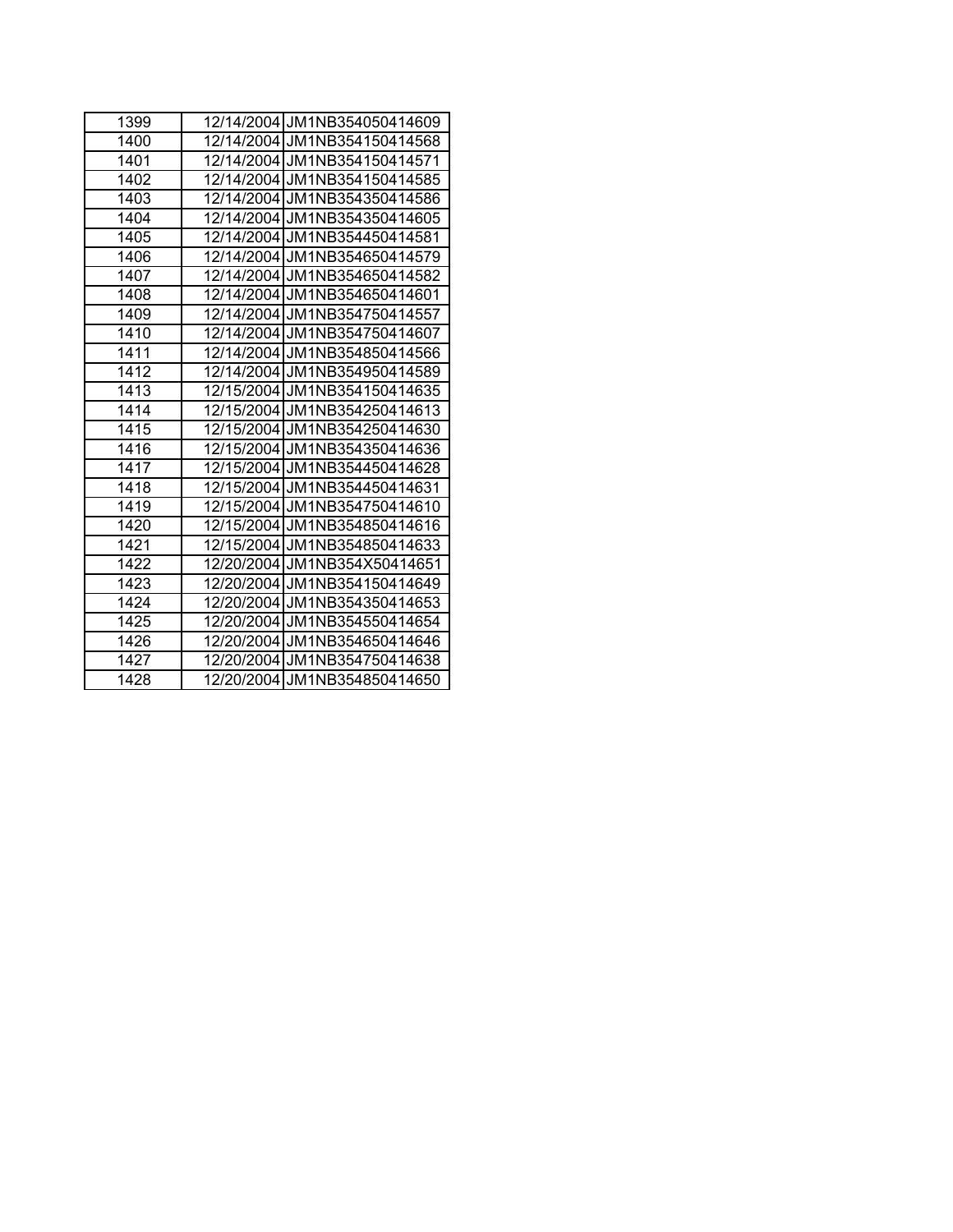| | | |
|---|---|---|
| 1399 | 12/14/2004 | JM1NB354050414609 |
| 1400 | 12/14/2004 | JM1NB354150414568 |
| 1401 | 12/14/2004 | JM1NB354150414571 |
| 1402 | 12/14/2004 | JM1NB354150414585 |
| 1403 | 12/14/2004 | JM1NB354350414586 |
| 1404 | 12/14/2004 | JM1NB354350414605 |
| 1405 | 12/14/2004 | JM1NB354450414581 |
| 1406 | 12/14/2004 | JM1NB354650414579 |
| 1407 | 12/14/2004 | JM1NB354650414582 |
| 1408 | 12/14/2004 | JM1NB354650414601 |
| 1409 | 12/14/2004 | JM1NB354750414557 |
| 1410 | 12/14/2004 | JM1NB354750414607 |
| 1411 | 12/14/2004 | JM1NB354850414566 |
| 1412 | 12/14/2004 | JM1NB354950414589 |
| 1413 | 12/15/2004 | JM1NB354150414635 |
| 1414 | 12/15/2004 | JM1NB354250414613 |
| 1415 | 12/15/2004 | JM1NB354250414630 |
| 1416 | 12/15/2004 | JM1NB354350414636 |
| 1417 | 12/15/2004 | JM1NB354450414628 |
| 1418 | 12/15/2004 | JM1NB354450414631 |
| 1419 | 12/15/2004 | JM1NB354750414610 |
| 1420 | 12/15/2004 | JM1NB354850414616 |
| 1421 | 12/15/2004 | JM1NB354850414633 |
| 1422 | 12/20/2004 | JM1NB354X50414651 |
| 1423 | 12/20/2004 | JM1NB354150414649 |
| 1424 | 12/20/2004 | JM1NB354350414653 |
| 1425 | 12/20/2004 | JM1NB354550414654 |
| 1426 | 12/20/2004 | JM1NB354650414646 |
| 1427 | 12/20/2004 | JM1NB354750414638 |
| 1428 | 12/20/2004 | JM1NB354850414650 |